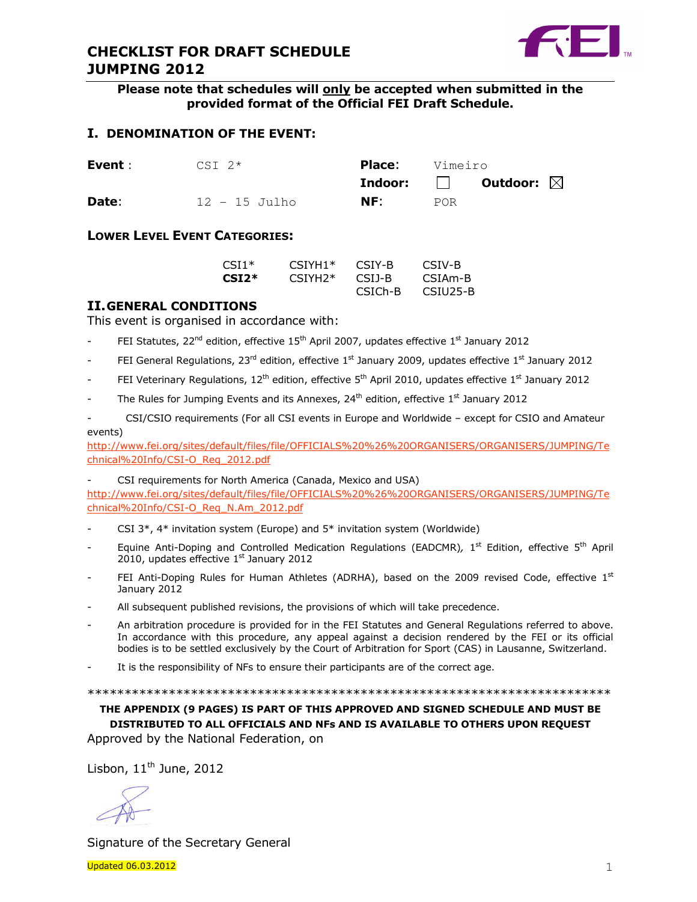# CHECKLIST FOR DRAFT SCHEDULE JUMPING 2012

**Please note that schedules will only be accepted when submitted in the provided format of the Official FEI Draft Schedule.**

## I. DENOMINATION OF THE EVENT:

| | | | |
|---|---|---|---|
| **Event** : | CSI 2* | **Place**: | Vimeiro |
| | | **Indoor:** ☐ | **Outdoor:** ☒ |
| **Date**: | 12 – 15 Julho | **NF**: | POR |

### LOWER LEVEL EVENT CATEGORIES:

| | | | |
|---|---|---|---|
| CSI1* | CSIYH1* | CSIY-B | CSIV-B |
| **CSI2*** | CSIYH2* | CSIJ-B | CSIAm-B |
| | | CSICh-B | CSIU25-B |

## II. GENERAL CONDITIONS

This event is organised in accordance with:

- FEI Statutes, 22nd edition, effective 15th April 2007, updates effective 1st January 2012
- FEI General Regulations, 23rd edition, effective 1st January 2009, updates effective 1st January 2012
- FEI Veterinary Regulations, 12th edition, effective 5th April 2010, updates effective 1st January 2012
- The Rules for Jumping Events and its Annexes, 24th edition, effective 1st January 2012
- CSI/CSIO requirements (For all CSI events in Europe and Worldwide – except for CSIO and Amateur events) http://www.fei.org/sites/default/files/file/OFFICIALS%20%26%20ORGANISERS/ORGANISERS/JUMPING/Technical%20Info/CSI-O_Req_2012.pdf
- CSI requirements for North America (Canada, Mexico and USA) http://www.fei.org/sites/default/files/file/OFFICIALS%20%26%20ORGANISERS/ORGANISERS/JUMPING/Technical%20Info/CSI-O_Req_N.Am_2012.pdf
- CSI 3*, 4* invitation system (Europe) and 5* invitation system (Worldwide)
- Equine Anti-Doping and Controlled Medication Regulations (EADCMR), 1st Edition, effective 5th April 2010, updates effective 1st January 2012
- FEI Anti-Doping Rules for Human Athletes (ADRHA), based on the 2009 revised Code, effective 1st January 2012
- All subsequent published revisions, the provisions of which will take precedence.
- An arbitration procedure is provided for in the FEI Statutes and General Regulations referred to above. In accordance with this procedure, any appeal against a decision rendered by the FEI or its official bodies is to be settled exclusively by the Court of Arbitration for Sport (CAS) in Lausanne, Switzerland.
- It is the responsibility of NFs to ensure their participants are of the correct age.

\*\*\*\*\*\*\*\*\*\*\*\*\*\*\*\*\*\*\*\*\*\*\*\*\*\*\*\*\*\*\*\*\*\*\*\*\*\*\*\*\*\*\*\*\*\*\*\*\*\*\*\*\*\*\*\*\*\*\*\*\*\*\*\*\*\*\*\*\*\*\*\*\*\*

**THE APPENDIX (9 PAGES) IS PART OF THIS APPROVED AND SIGNED SCHEDULE AND MUST BE DISTRIBUTED TO ALL OFFICIALS AND NFs AND IS AVAILABLE TO OTHERS UPON REQUEST**

Approved by the National Federation, on

Lisbon, 11th June, 2012

Signature of the Secretary General

Updated 06.03.2012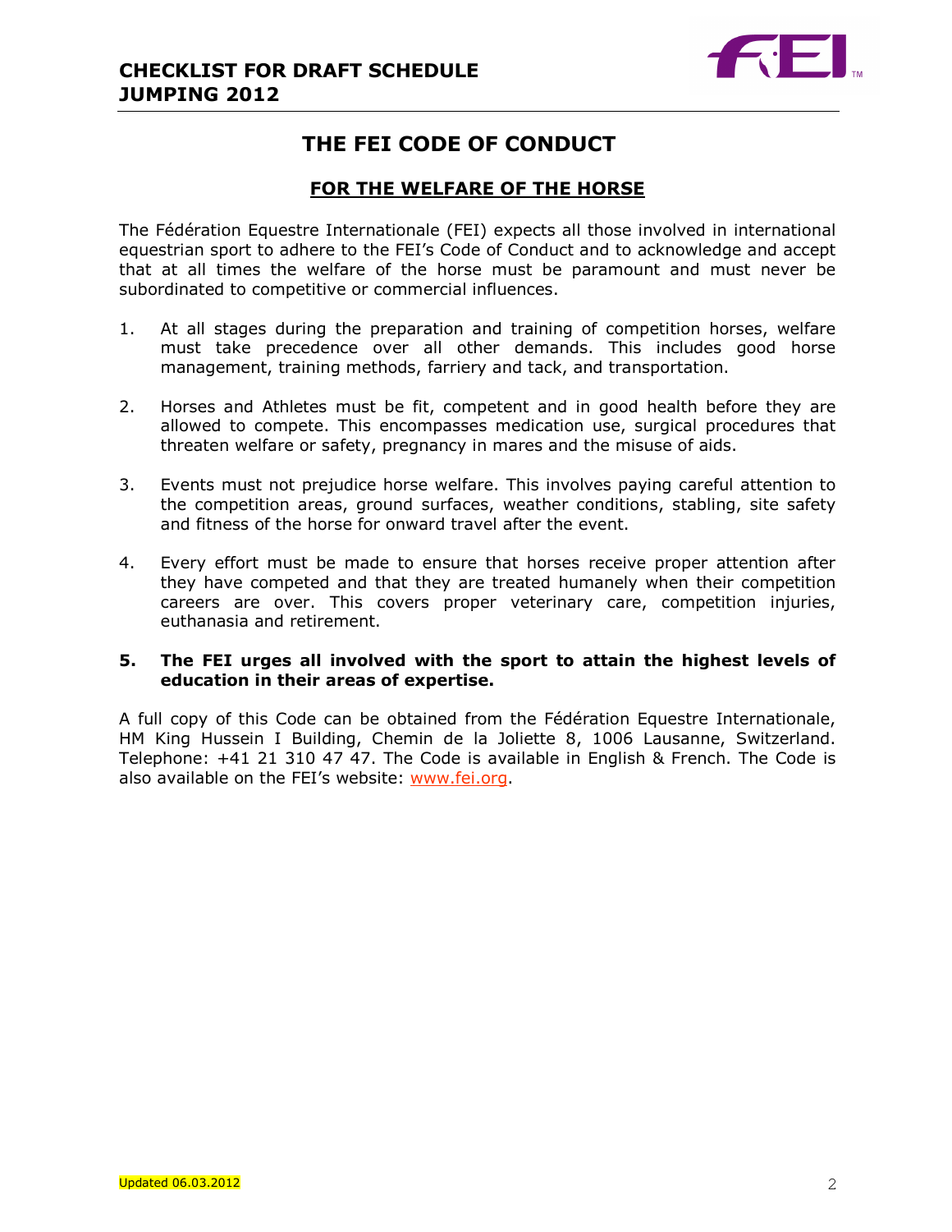# THE FEI CODE OF CONDUCT

## FOR THE WELFARE OF THE HORSE

The Fédération Equestre Internationale (FEI) expects all those involved in international equestrian sport to adhere to the FEI's Code of Conduct and to acknowledge and accept that at all times the welfare of the horse must be paramount and must never be subordinated to competitive or commercial influences.

1. At all stages during the preparation and training of competition horses, welfare must take precedence over all other demands. This includes good horse management, training methods, farriery and tack, and transportation.

2. Horses and Athletes must be fit, competent and in good health before they are allowed to compete. This encompasses medication use, surgical procedures that threaten welfare or safety, pregnancy in mares and the misuse of aids.

3. Events must not prejudice horse welfare. This involves paying careful attention to the competition areas, ground surfaces, weather conditions, stabling, site safety and fitness of the horse for onward travel after the event.

4. Every effort must be made to ensure that horses receive proper attention after they have competed and that they are treated humanely when their competition careers are over. This covers proper veterinary care, competition injuries, euthanasia and retirement.

5. **The FEI urges all involved with the sport to attain the highest levels of education in their areas of expertise.**

A full copy of this Code can be obtained from the Fédération Equestre Internationale, HM King Hussein I Building, Chemin de la Joliette 8, 1006 Lausanne, Switzerland. Telephone: +41 21 310 47 47. The Code is available in English & French. The Code is also available on the FEI's website: www.fei.org.

Updated 06.03.2012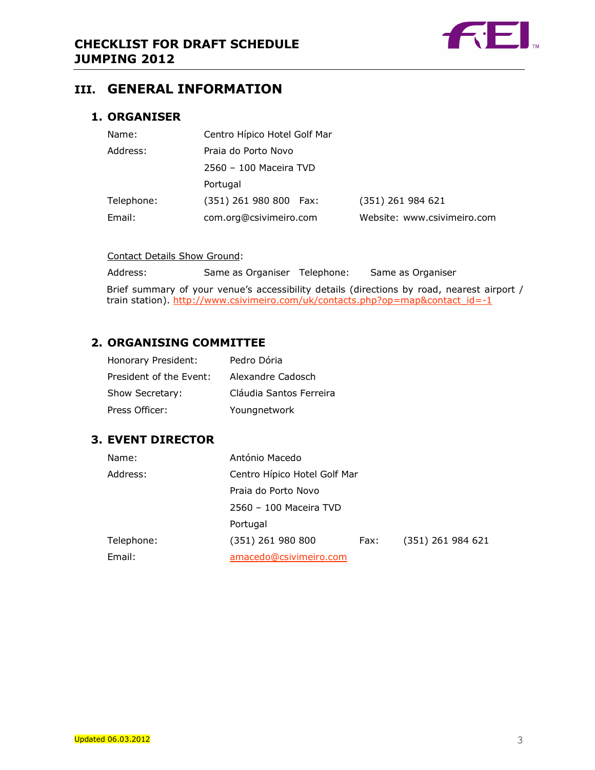# III. GENERAL INFORMATION

## 1. ORGANISER

| | | | |
|---|---|---|---|
| Name: | Centro Hípico Hotel Golf Mar | | |
| Address: | Praia do Porto Novo | | |
| | 2560 – 100 Maceira TVD | | |
| | Portugal | | |
| Telephone: | (351) 261 980 800 | Fax: | (351) 261 984 621 |
| Email: | com.org@csivimeiro.com | Website: | www.csivimeiro.com |

Contact Details Show Ground:

Address: Same as Organiser Telephone: Same as Organiser

Brief summary of your venue's accessibility details (directions by road, nearest airport / train station). http://www.csivimeiro.com/uk/contacts.php?op=map&contact_id=-1

## 2. ORGANISING COMMITTEE

| | |
|---|---|
| Honorary President: | Pedro Dória |
| President of the Event: | Alexandre Cadosch |
| Show Secretary: | Cláudia Santos Ferreira |
| Press Officer: | Youngnetwork |

## 3. EVENT DIRECTOR

| | | | |
|---|---|---|---|
| Name: | António Macedo | | |
| Address: | Centro Hípico Hotel Golf Mar | | |
| | Praia do Porto Novo | | |
| | 2560 – 100 Maceira TVD | | |
| | Portugal | | |
| Telephone: | (351) 261 980 800 | Fax: | (351) 261 984 621 |
| Email: | amacedo@csivimeiro.com | | |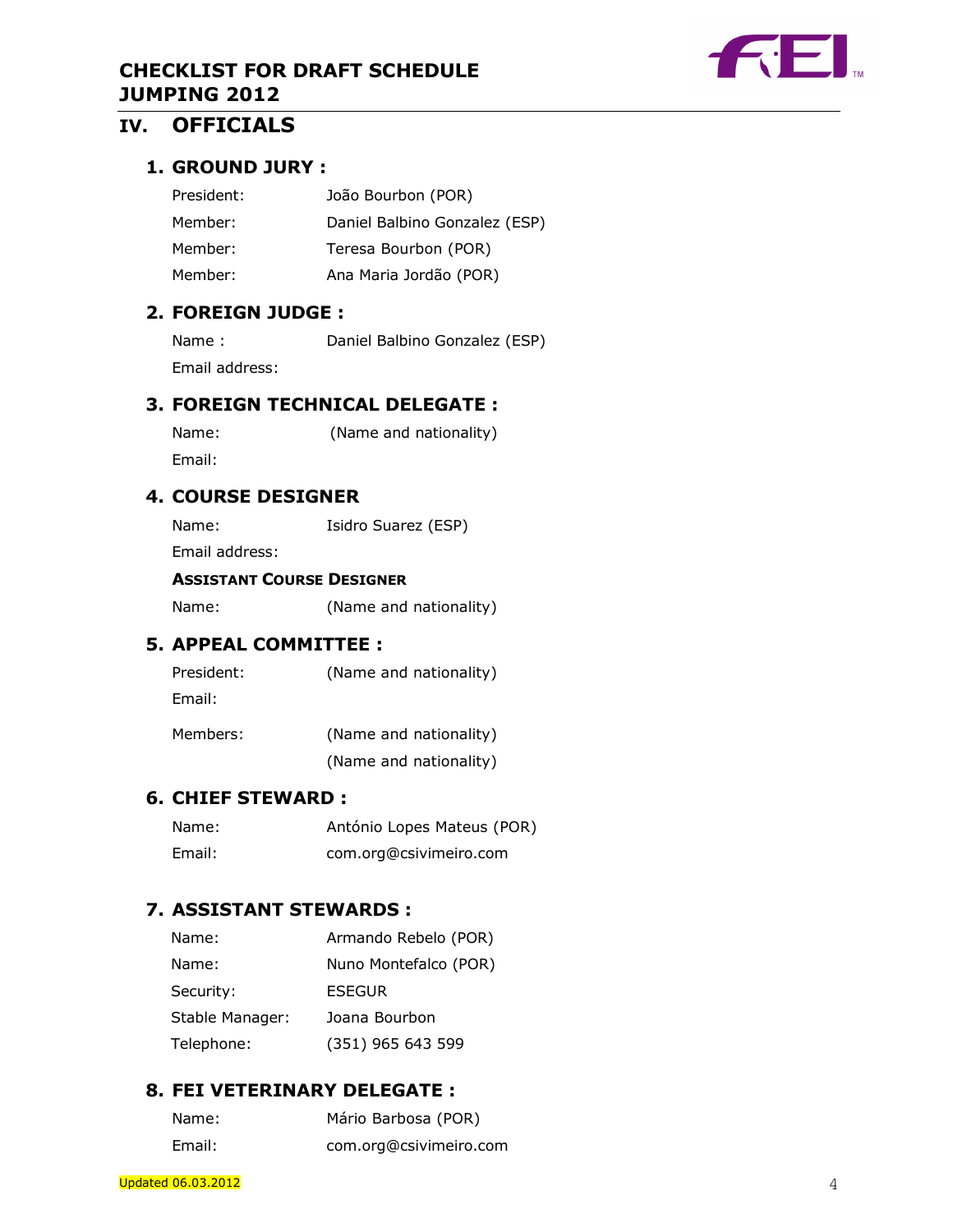## IV. OFFICIALS

### 1. GROUND JURY :

| | |
|---|---|
| President: | João Bourbon (POR) |
| Member: | Daniel Balbino Gonzalez (ESP) |
| Member: | Teresa Bourbon (POR) |
| Member: | Ana Maria Jordão (POR) |

### 2. FOREIGN JUDGE :

| | |
|---|---|
| Name : | Daniel Balbino Gonzalez (ESP) |
| Email address: | |

### 3. FOREIGN TECHNICAL DELEGATE :

| | |
|---|---|
| Name: | (Name and nationality) |
| Email: | |

### 4. COURSE DESIGNER

| | |
|---|---|
| Name: | Isidro Suarez (ESP) |
| Email address: | |

**ASSISTANT COURSE DESIGNER**

| | |
|---|---|
| Name: | (Name and nationality) |

### 5. APPEAL COMMITTEE :

| | |
|---|---|
| President: | (Name and nationality) |
| Email: | |
| Members: | (Name and nationality) |
| | (Name and nationality) |

### 6. CHIEF STEWARD :

| | |
|---|---|
| Name: | António Lopes Mateus (POR) |
| Email: | com.org@csivimeiro.com |

### 7. ASSISTANT STEWARDS :

| | |
|---|---|
| Name: | Armando Rebelo (POR) |
| Name: | Nuno Montefalco (POR) |
| Security: | ESEGUR |
| Stable Manager: | Joana Bourbon |
| Telephone: | (351) 965 643 599 |

### 8. FEI VETERINARY DELEGATE :

| | |
|---|---|
| Name: | Mário Barbosa (POR) |
| Email: | com.org@csivimeiro.com |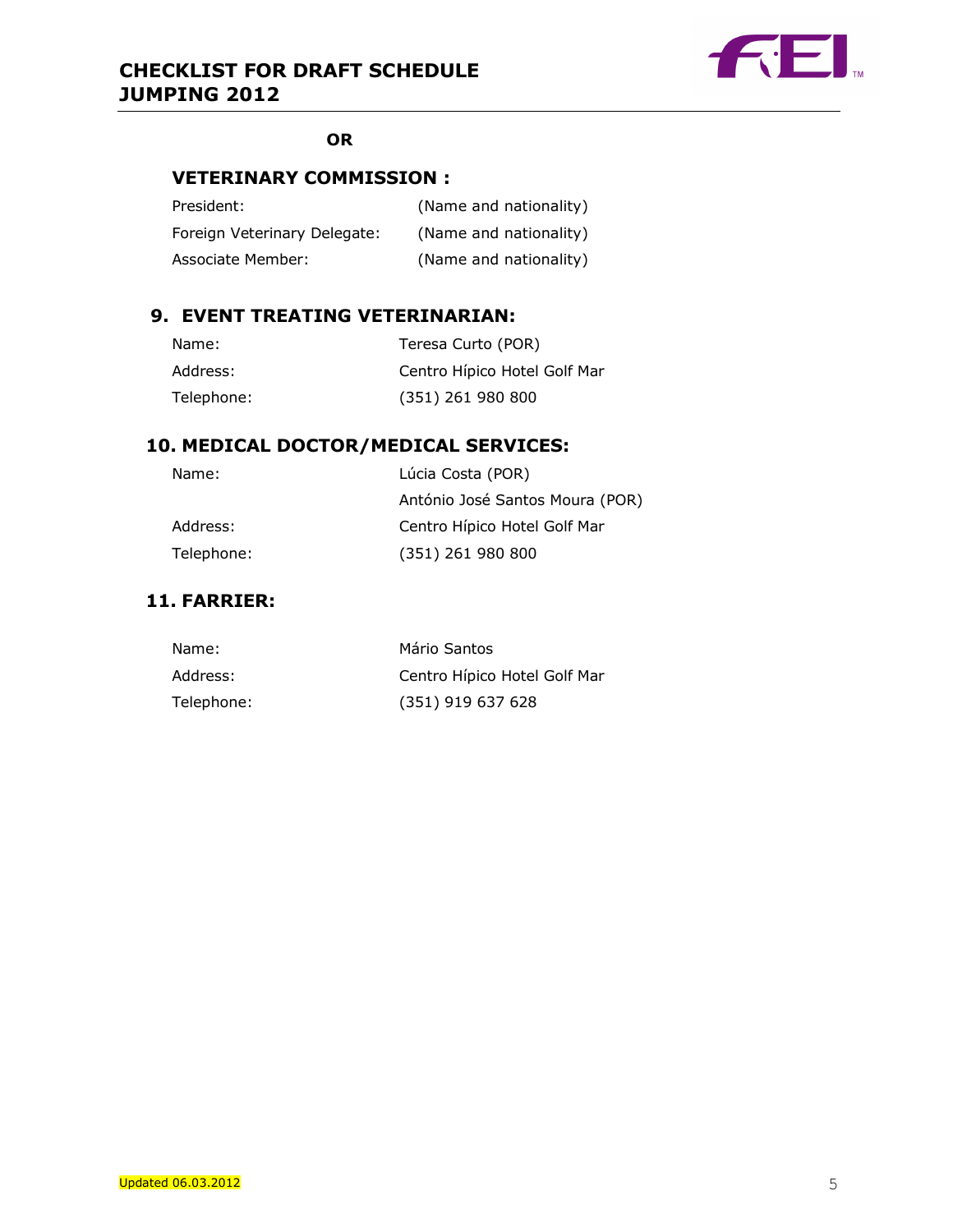**OR**

## VETERINARY COMMISSION :

| | |
|---|---|
| President: | (Name and nationality) |
| Foreign Veterinary Delegate: | (Name and nationality) |
| Associate Member: | (Name and nationality) |

## 9. EVENT TREATING VETERINARIAN:

| | |
|---|---|
| Name: | Teresa Curto (POR) |
| Address: | Centro Hípico Hotel Golf Mar |
| Telephone: | (351) 261 980 800 |

## 10. MEDICAL DOCTOR/MEDICAL SERVICES:

| | |
|---|---|
| Name: | Lúcia Costa (POR) |
| | António José Santos Moura (POR) |
| Address: | Centro Hípico Hotel Golf Mar |
| Telephone: | (351) 261 980 800 |

## 11. FARRIER:

| | |
|---|---|
| Name: | Mário Santos |
| Address: | Centro Hípico Hotel Golf Mar |
| Telephone: | (351) 919 637 628 |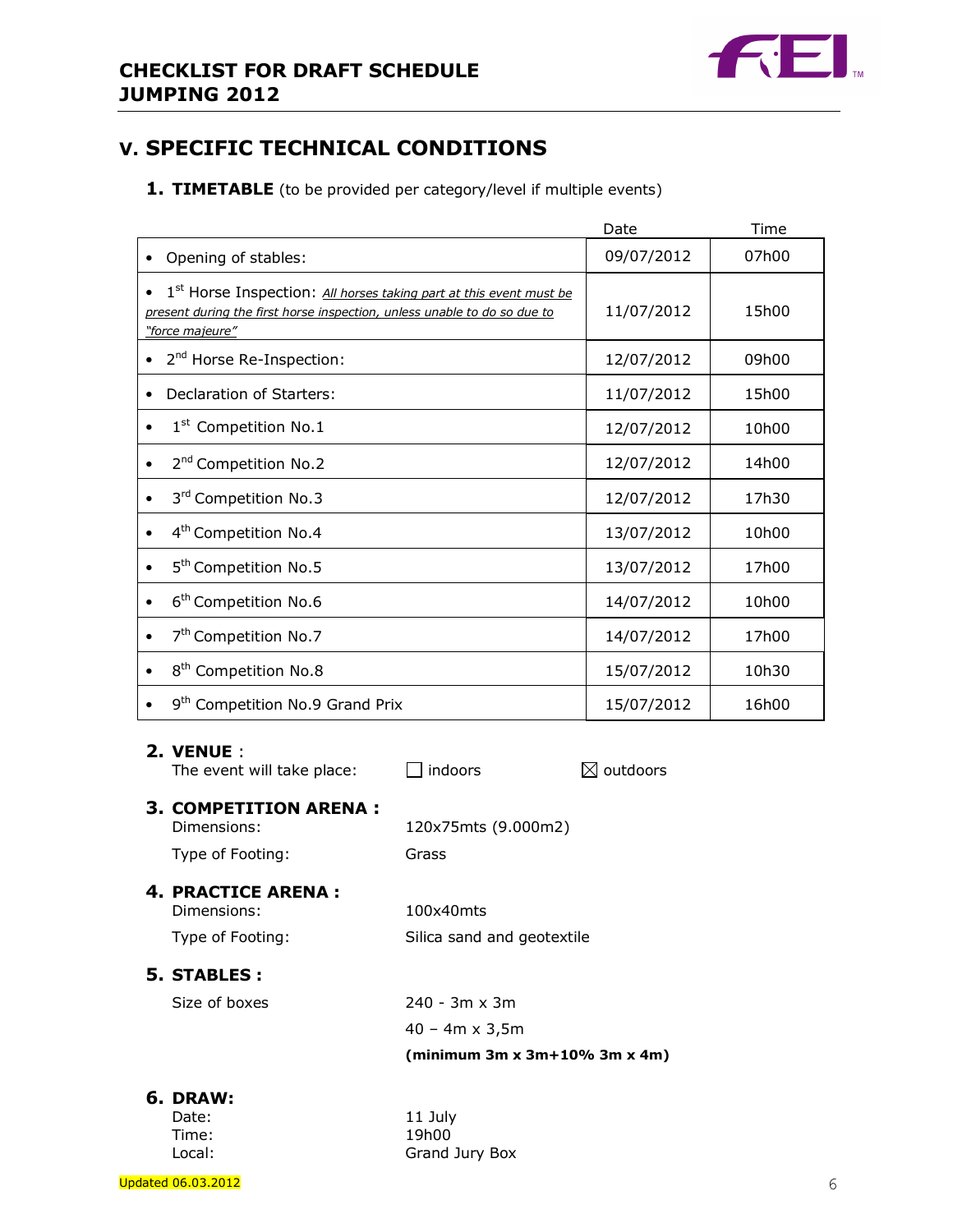## V. SPECIFIC TECHNICAL CONDITIONS

### 1. TIMETABLE (to be provided per category/level if multiple events)

| | Date | Time |
|---|---|---|
| • Opening of stables: | 09/07/2012 | 07h00 |
| • 1st Horse Inspection: *All horses taking part at this event must be present during the first horse inspection, unless unable to do so due to "force majeure"* | 11/07/2012 | 15h00 |
| • 2nd Horse Re-Inspection: | 12/07/2012 | 09h00 |
| • Declaration of Starters: | 11/07/2012 | 15h00 |
| • 1st Competition No.1 | 12/07/2012 | 10h00 |
| • 2nd Competition No.2 | 12/07/2012 | 14h00 |
| • 3rd Competition No.3 | 12/07/2012 | 17h30 |
| • 4th Competition No.4 | 13/07/2012 | 10h00 |
| • 5th Competition No.5 | 13/07/2012 | 17h00 |
| • 6th Competition No.6 | 14/07/2012 | 10h00 |
| • 7th Competition No.7 | 14/07/2012 | 17h00 |
| • 8th Competition No.8 | 15/07/2012 | 10h30 |
| • 9th Competition No.9 Grand Prix | 15/07/2012 | 16h00 |

### 2. VENUE :

The event will take place: ☐ indoors ☒ outdoors

### 3. COMPETITION ARENA :

Dimensions: 120x75mts (9.000m2)

Type of Footing: Grass

### 4. PRACTICE ARENA :

Dimensions: 100x40mts

Type of Footing: Silica sand and geotextile

### 5. STABLES :

Size of boxes

240 - 3m x 3m

40 – 4m x 3,5m

**(minimum 3m x 3m+10% 3m x 4m)**

### 6. DRAW:

Date: 11 July

Time: 19h00

Local: Grand Jury Box

Updated 06.03.2012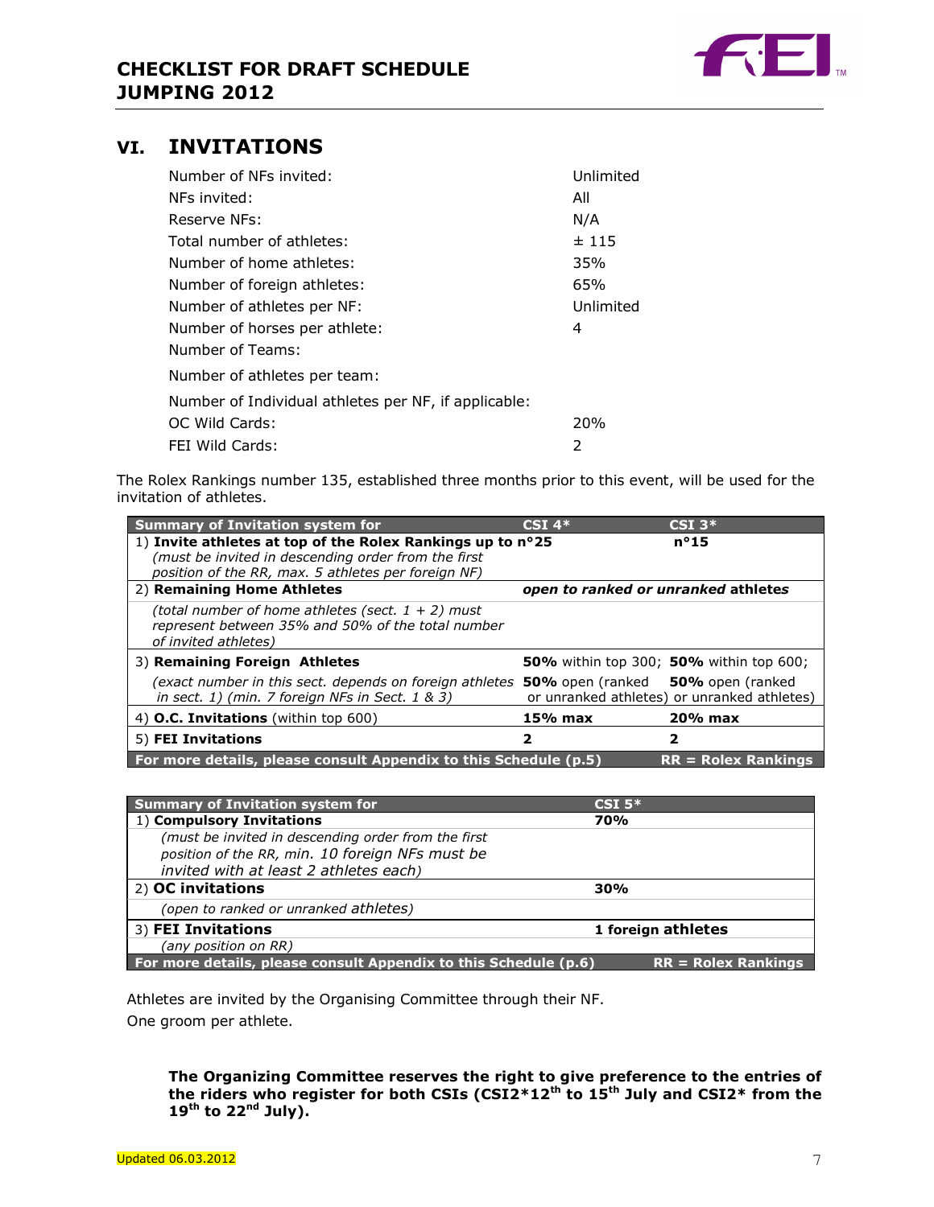## VI. INVITATIONS

| | |
|---|---|
| Number of NFs invited: | Unlimited |
| NFs invited: | All |
| Reserve NFs: | N/A |
| Total number of athletes: | ± 115 |
| Number of home athletes: | 35% |
| Number of foreign athletes: | 65% |
| Number of athletes per NF: | Unlimited |
| Number of horses per athlete: | 4 |
| Number of Teams: | |
| Number of athletes per team: | |
| Number of Individual athletes per NF, if applicable: | |
| OC Wild Cards: | 20% |
| FEI Wild Cards: | 2 |

The Rolex Rankings number 135, established three months prior to this event, will be used for the invitation of athletes.

| Summary of Invitation system for | CSI 4* | CSI 3* |
|---|---|---|
| 1) **Invite athletes at top of the Rolex Rankings up to n°25** *(must be invited in descending order from the first position of the RR, max. 5 athletes per foreign NF)* | | n°15 |
| 2) **Remaining Home Athletes** *(total number of home athletes (sect. 1 + 2) must represent between 35% and 50% of the total number of invited athletes)* | ***open to ranked or unranked*** **athletes** | |
| 3) **Remaining Foreign Athletes** *(exact number in this sect. depends on foreign athletes in sect. 1) (min. 7 foreign NFs in Sect. 1 & 3)* | **50%** within top 300; **50%** open (ranked or unranked athletes) | **50%** within top 600; **50%** open (ranked or unranked athletes) |
| 4) **O.C. Invitations** (within top 600) | **15% max** | **20% max** |
| 5) **FEI Invitations** | **2** | **2** |
| **For more details, please consult Appendix to this Schedule (p.5)** | | **RR = Rolex Rankings** |

| Summary of Invitation system for | CSI 5* |
|---|---|
| 1) **Compulsory Invitations** *(must be invited in descending order from the first position of the RR, min. 10 foreign NFs must be invited with at least 2 athletes each)* | **70%** |
| 2) **OC invitations** *(open to ranked or unranked athletes)* | **30%** |
| 3) **FEI Invitations** *(any position on RR)* | **1 foreign athletes** |
| **For more details, please consult Appendix to this Schedule (p.6)** | **RR = Rolex Rankings** |

Athletes are invited by the Organising Committee through their NF.

One groom per athlete.

**The Organizing Committee reserves the right to give preference to the entries of the riders who register for both CSIs (CSI2\*12th to 15th July and CSI2\* from the 19th to 22nd July).**

Updated 06.03.2012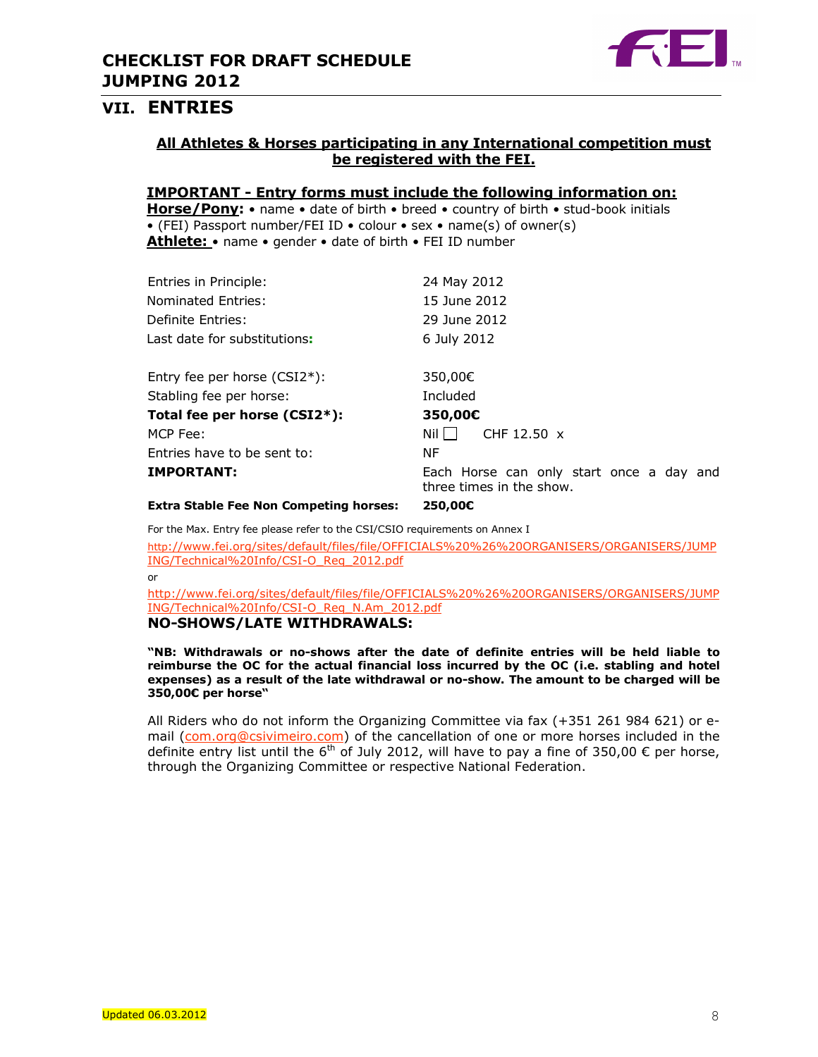## VII. ENTRIES

**All Athletes & Horses participating in any International competition must be registered with the FEI.**

**IMPORTANT - Entry forms must include the following information on:**

**Horse/Pony:** • name • date of birth • breed • country of birth • stud-book initials • (FEI) Passport number/FEI ID • colour • sex • name(s) of owner(s)

**Athlete:** • name • gender • date of birth • FEI ID number

| | |
|---|---|
| Entries in Principle: | 24 May 2012 |
| Nominated Entries: | 15 June 2012 |
| Definite Entries: | 29 June 2012 |
| Last date for substitutions: | 6 July 2012 |

| | |
|---|---|
| Entry fee per horse (CSI2*): | 350,00€ |
| Stabling fee per horse: | Included |
| **Total fee per horse (CSI2*):** | **350,00€** |
| MCP Fee: | Nil ☐ CHF 12.50 x |
| Entries have to be sent to: | NF |
| **IMPORTANT:** | Each Horse can only start once a day and three times in the show. |
| **Extra Stable Fee Non Competing horses:** | **250,00€** |

For the Max. Entry fee please refer to the CSI/CSIO requirements on Annex I

http://www.fei.org/sites/default/files/file/OFFICIALS%20%26%20ORGANISERS/ORGANISERS/JUMPING/Technical%20Info/CSI-O_Req_2012.pdf

or

http://www.fei.org/sites/default/files/file/OFFICIALS%20%26%20ORGANISERS/ORGANISERS/JUMPING/Technical%20Info/CSI-O_Req_N.Am_2012.pdf

### NO-SHOWS/LATE WITHDRAWALS:

**"NB: Withdrawals or no-shows after the date of definite entries will be held liable to reimburse the OC for the actual financial loss incurred by the OC (i.e. stabling and hotel expenses) as a result of the late withdrawal or no-show. The amount to be charged will be 350,00€ per horse"**

All Riders who do not inform the Organizing Committee via fax (+351 261 984 621) or e-mail (com.org@csivimeiro.com) of the cancellation of one or more horses included in the definite entry list until the 6th of July 2012, will have to pay a fine of 350,00 € per horse, through the Organizing Committee or respective National Federation.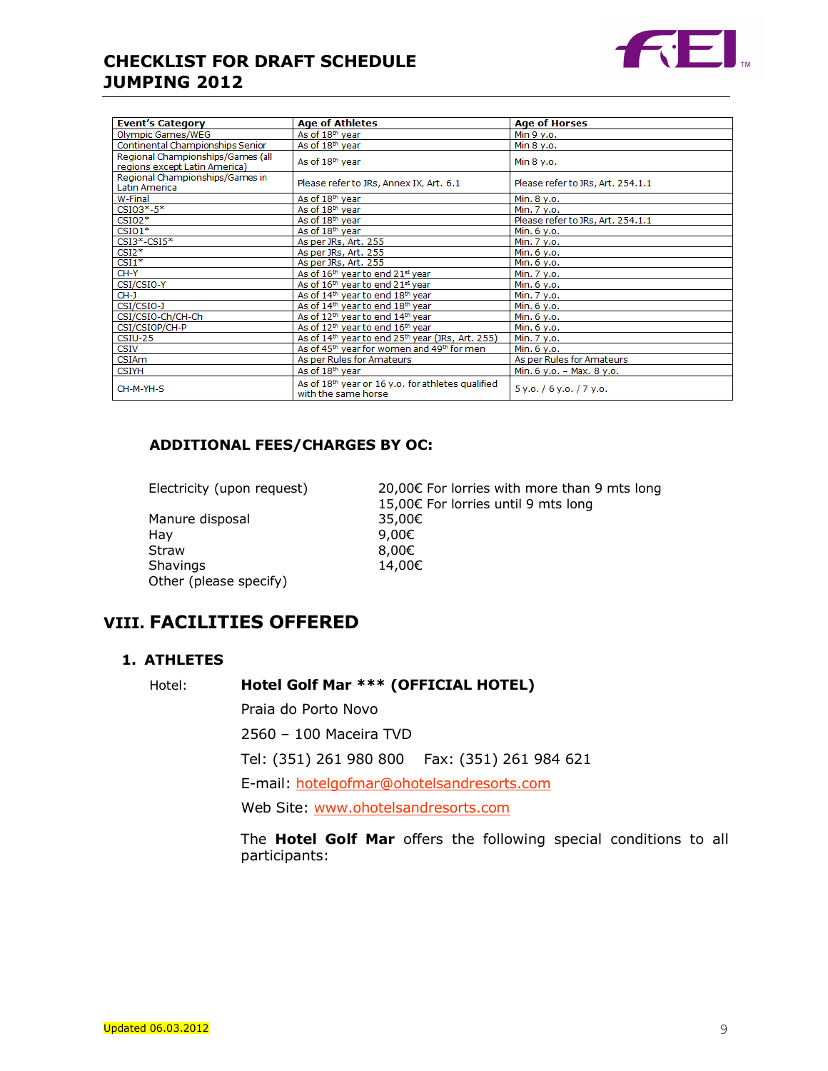| Event's Category | Age of Athletes | Age of Horses |
| --- | --- | --- |
| Olympic Games/WEG | As of 18th year | Min 9 y.o. |
| Continental Championships Senior | As of 18th year | Min 8 y.o. |
| Regional Championships/Games (all regions except Latin America) | As of 18th year | Min 8 y.o. |
| Regional Championships/Games in Latin America | Please refer to JRs, Annex IX, Art. 6.1 | Please refer to JRs, Art. 254.1.1 |
| W-Final | As of 18th year | Min. 8 y.o. |
| CSIO3*-5* | As of 18th year | Min. 7 y.o. |
| CSIO2* | As of 18th year | Please refer to JRs, Art. 254.1.1 |
| CSIO1* | As of 18th year | Min. 6 y.o. |
| CSI3*-CSI5* | As per JRs, Art. 255 | Min. 7 y.o. |
| CSI2* | As per JRs, Art. 255 | Min. 6 y.o. |
| CSI1* | As per JRs, Art. 255 | Min. 6 y.o. |
| CH-Y | As of 16th year to end 21st year | Min. 7 y.o. |
| CSI/CSIO-Y | As of 16th year to end 21st year | Min. 6 y.o. |
| CH-J | As of 14th year to end 18th year | Min. 7 y.o. |
| CSI/CSIO-J | As of 14th year to end 18th year | Min. 6 y.o. |
| CSI/CSIO-Ch/CH-Ch | As of 12th year to end 14th year | Min. 6 y.o. |
| CSI/CSIOP/CH-P | As of 12th year to end 16th year | Min. 6 y.o. |
| CSIU-25 | As of 14th year to end 25th year (JRs, Art. 255) | Min. 7 y.o. |
| CSIV | As of 45th year for women and 49th for men | Min. 6 y.o. |
| CSIAm | As per Rules for Amateurs | As per Rules for Amateurs |
| CSIYH | As of 18th year | Min. 6 y.o. – Max. 8 y.o. |
| CH-M-YH-S | As of 18th year or 16 y.o. for athletes qualified with the same horse | 5 y.o. / 6 y.o. / 7 y.o. |

### ADDITIONAL FEES/CHARGES BY OC:

| | |
| --- | --- |
| Electricity (upon request) | 20,00€ For lorries with more than 9 mts long |
| | 15,00€ For lorries until 9 mts long |
| Manure disposal | 35,00€ |
| Hay | 9,00€ |
| Straw | 8,00€ |
| Shavings | 14,00€ |
| Other (please specify) | |

## VIII. FACILITIES OFFERED

### 1. ATHLETES

Hotel: **Hotel Golf Mar \*\*\* (OFFICIAL HOTEL)**

Praia do Porto Novo

2560 – 100 Maceira TVD

Tel: (351) 261 980 800 Fax: (351) 261 984 621

E-mail: hotelgofmar@ohotelsandresorts.com

Web Site: www.ohotelsandresorts.com

The **Hotel Golf Mar** offers the following special conditions to all participants: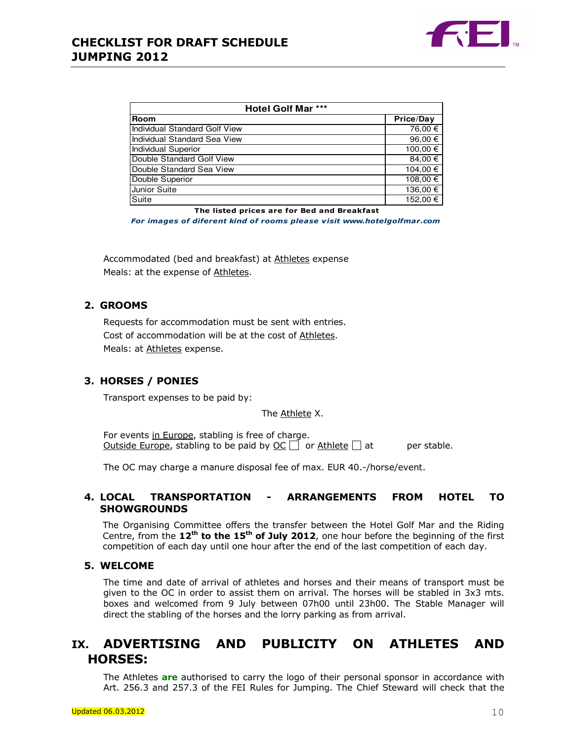| Hotel Golf Mar *** | |
|---|---|
| **Room** | **Price/Day** |
| Individual Standard Golf View | 76,00 € |
| Individual Standard Sea View | 96,00 € |
| Individual Superior | 100,00 € |
| Double Standard Golf View | 84,00 € |
| Double Standard Sea View | 104,00 € |
| Double Superior | 108,00 € |
| Junior Suite | 136,00 € |
| Suite | 152,00 € |

**The listed prices are for Bed and Breakfast**

***For images of diferent kind of rooms please visit www.hotelgolfmar.com***

Accommodated (bed and breakfast) at Athletes expense
Meals: at the expense of Athletes.

### 2. GROOMS

Requests for accommodation must be sent with entries.
Cost of accommodation will be at the cost of Athletes.
Meals: at Athletes expense.

### 3. HORSES / PONIES

Transport expenses to be paid by:

The Athlete X.

For events in Europe, stabling is free of charge.
Outside Europe, stabling to be paid by OC ☐ or Athlete ☐ at per stable.

The OC may charge a manure disposal fee of max. EUR 40.-/horse/event.

### 4. LOCAL TRANSPORTATION - ARRANGEMENTS FROM HOTEL TO SHOWGROUNDS

The Organising Committee offers the transfer between the Hotel Golf Mar and the Riding Centre, from the **12th to the 15th of July 2012**, one hour before the beginning of the first competition of each day until one hour after the end of the last competition of each day.

### 5. WELCOME

The time and date of arrival of athletes and horses and their means of transport must be given to the OC in order to assist them on arrival. The horses will be stabled in 3x3 mts. boxes and welcomed from 9 July between 07h00 until 23h00. The Stable Manager will direct the stabling of the horses and the lorry parking as from arrival.

## IX. ADVERTISING AND PUBLICITY ON ATHLETES AND HORSES:

The Athletes **are** authorised to carry the logo of their personal sponsor in accordance with Art. 256.3 and 257.3 of the FEI Rules for Jumping. The Chief Steward will check that the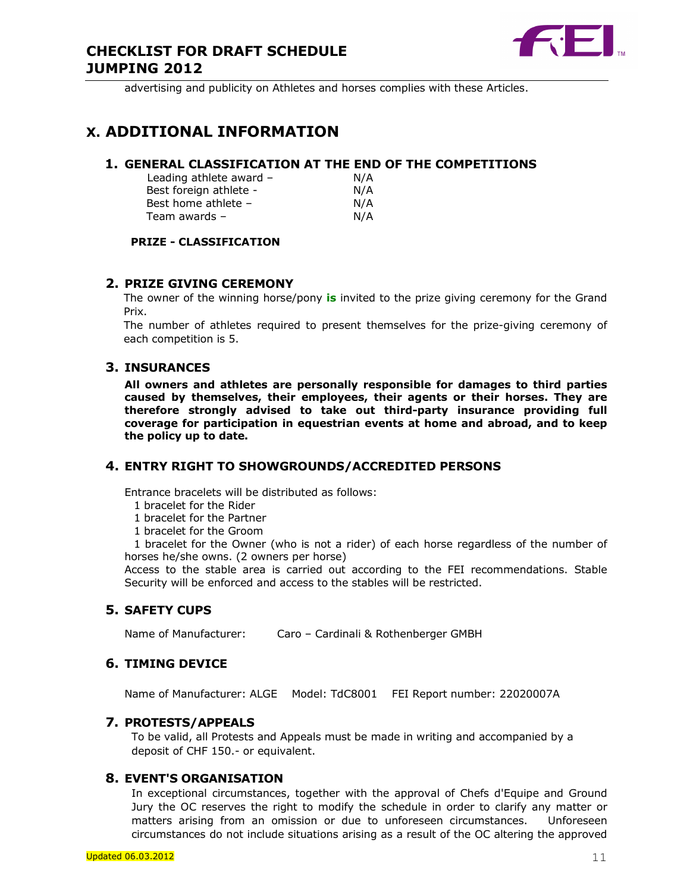advertising and publicity on Athletes and horses complies with these Articles.

# X. ADDITIONAL INFORMATION

## 1. GENERAL CLASSIFICATION AT THE END OF THE COMPETITIONS

| | |
|---|---|
| Leading athlete award – | N/A |
| Best foreign athlete - | N/A |
| Best home athlete – | N/A |
| Team awards – | N/A |

**PRIZE - CLASSIFICATION**

## 2. PRIZE GIVING CEREMONY

The owner of the winning horse/pony **is** invited to the prize giving ceremony for the Grand Prix.

The number of athletes required to present themselves for the prize-giving ceremony of each competition is 5.

## 3. INSURANCES

**All owners and athletes are personally responsible for damages to third parties caused by themselves, their employees, their agents or their horses. They are therefore strongly advised to take out third-party insurance providing full coverage for participation in equestrian events at home and abroad, and to keep the policy up to date.**

## 4. ENTRY RIGHT TO SHOWGROUNDS/ACCREDITED PERSONS

Entrance bracelets will be distributed as follows:

1 bracelet for the Rider
1 bracelet for the Partner
1 bracelet for the Groom
1 bracelet for the Owner (who is not a rider) of each horse regardless of the number of horses he/she owns. (2 owners per horse)

Access to the stable area is carried out according to the FEI recommendations. Stable Security will be enforced and access to the stables will be restricted.

## 5. SAFETY CUPS

Name of Manufacturer: Caro – Cardinali & Rothenberger GMBH

## 6. TIMING DEVICE

Name of Manufacturer: ALGE Model: TdC8001 FEI Report number: 22020007A

## 7. PROTESTS/APPEALS

To be valid, all Protests and Appeals must be made in writing and accompanied by a deposit of CHF 150.- or equivalent.

## 8. EVENT'S ORGANISATION

In exceptional circumstances, together with the approval of Chefs d'Equipe and Ground Jury the OC reserves the right to modify the schedule in order to clarify any matter or matters arising from an omission or due to unforeseen circumstances. Unforeseen circumstances do not include situations arising as a result of the OC altering the approved

Updated 06.03.2012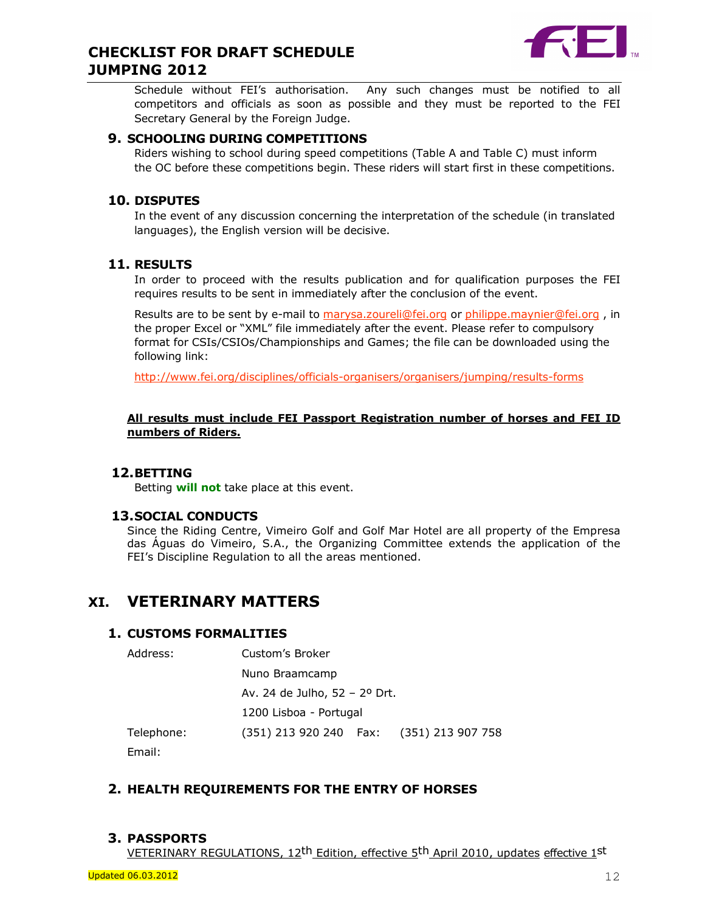Schedule without FEI's authorisation. Any such changes must be notified to all competitors and officials as soon as possible and they must be reported to the FEI Secretary General by the Foreign Judge.

### 9. SCHOOLING DURING COMPETITIONS

Riders wishing to school during speed competitions (Table A and Table C) must inform the OC before these competitions begin. These riders will start first in these competitions.

### 10. DISPUTES

In the event of any discussion concerning the interpretation of the schedule (in translated languages), the English version will be decisive.

### 11. RESULTS

In order to proceed with the results publication and for qualification purposes the FEI requires results to be sent in immediately after the conclusion of the event.

Results are to be sent by e-mail to marysa.zoureli@fei.org or philippe.maynier@fei.org , in the proper Excel or "XML" file immediately after the event. Please refer to compulsory format for CSIs/CSIOs/Championships and Games; the file can be downloaded using the following link:

http://www.fei.org/disciplines/officials-organisers/organisers/jumping/results-forms

**All results must include FEI Passport Registration number of horses and FEI ID numbers of Riders.**

### 12. BETTING

Betting **will not** take place at this event.

### 13. SOCIAL CONDUCTS

Since the Riding Centre, Vimeiro Golf and Golf Mar Hotel are all property of the Empresa das Águas do Vimeiro, S.A., the Organizing Committee extends the application of the FEI's Discipline Regulation to all the areas mentioned.

## XI. VETERINARY MATTERS

### 1. CUSTOMS FORMALITIES

| | | | |
|---|---|---|---|
| Address: | Custom's Broker | | |
| | Nuno Braamcamp | | |
| | Av. 24 de Julho, 52 – 2º Drt. | | |
| | 1200 Lisboa - Portugal | | |
| Telephone: | (351) 213 920 240 | Fax: | (351) 213 907 758 |
| Email: | | | |

### 2. HEALTH REQUIREMENTS FOR THE ENTRY OF HORSES

### 3. PASSPORTS

VETERINARY REGULATIONS, 12th Edition, effective 5th April 2010, updates effective 1st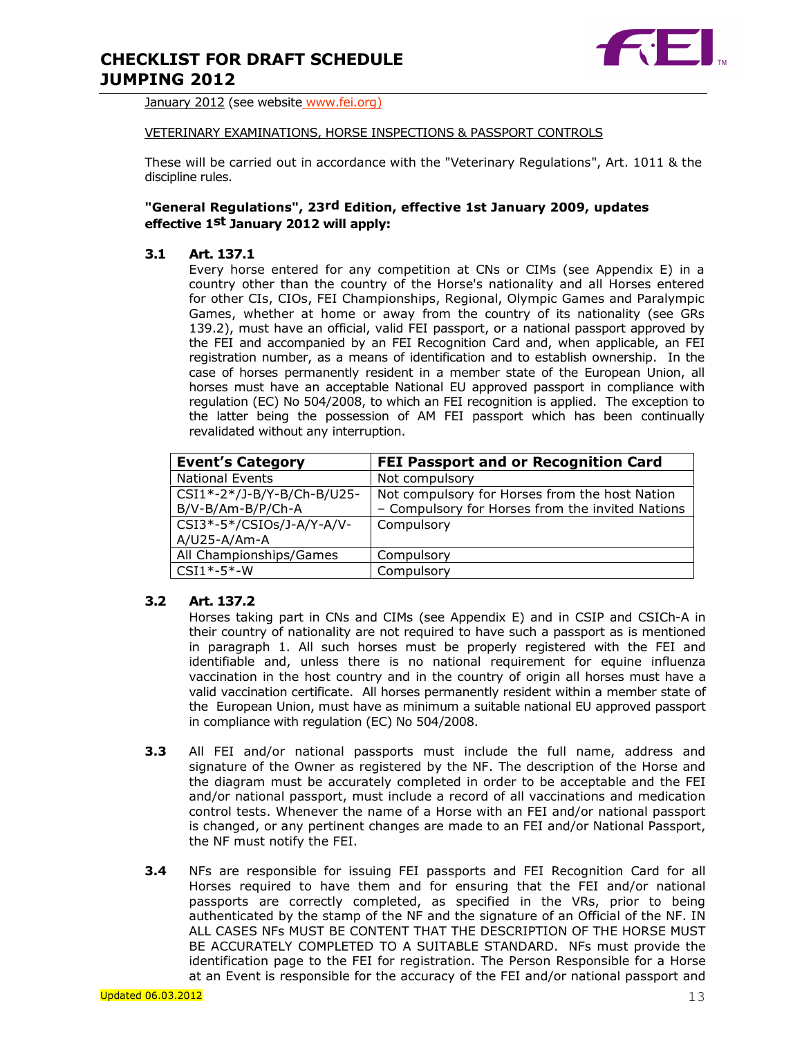January 2012 (see website www.fei.org)

VETERINARY EXAMINATIONS, HORSE INSPECTIONS & PASSPORT CONTROLS

These will be carried out in accordance with the "Veterinary Regulations", Art. 1011 & the discipline rules.

**"General Regulations", 23rd Edition, effective 1st January 2009, updates effective 1st January 2012 will apply:**

**3.1 Art. 137.1**

Every horse entered for any competition at CNs or CIMs (see Appendix E) in a country other than the country of the Horse's nationality and all Horses entered for other CIs, CIOs, FEI Championships, Regional, Olympic Games and Paralympic Games, whether at home or away from the country of its nationality (see GRs 139.2), must have an official, valid FEI passport, or a national passport approved by the FEI and accompanied by an FEI Recognition Card and, when applicable, an FEI registration number, as a means of identification and to establish ownership. In the case of horses permanently resident in a member state of the European Union, all horses must have an acceptable National EU approved passport in compliance with regulation (EC) No 504/2008, to which an FEI recognition is applied. The exception to the latter being the possession of AM FEI passport which has been continually revalidated without any interruption.

| Event's Category | FEI Passport and or Recognition Card |
| --- | --- |
| National Events | Not compulsory |
| CSI1*-2*/J-B/Y-B/Ch-B/U25-B/V-B/Am-B/P/Ch-A | Not compulsory for Horses from the host Nation – Compulsory for Horses from the invited Nations |
| CSI3*-5*/CSIOs/J-A/Y-A/V-A/U25-A/Am-A | Compulsory |
| All Championships/Games | Compulsory |
| CSI1*-5*-W | Compulsory |

**3.2 Art. 137.2**

Horses taking part in CNs and CIMs (see Appendix E) and in CSIP and CSICh-A in their country of nationality are not required to have such a passport as is mentioned in paragraph 1. All such horses must be properly registered with the FEI and identifiable and, unless there is no national requirement for equine influenza vaccination in the host country and in the country of origin all horses must have a valid vaccination certificate. All horses permanently resident within a member state of the European Union, must have as minimum a suitable national EU approved passport in compliance with regulation (EC) No 504/2008.

**3.3** All FEI and/or national passports must include the full name, address and signature of the Owner as registered by the NF. The description of the Horse and the diagram must be accurately completed in order to be acceptable and the FEI and/or national passport, must include a record of all vaccinations and medication control tests. Whenever the name of a Horse with an FEI and/or national passport is changed, or any pertinent changes are made to an FEI and/or National Passport, the NF must notify the FEI.

**3.4** NFs are responsible for issuing FEI passports and FEI Recognition Card for all Horses required to have them and for ensuring that the FEI and/or national passports are correctly completed, as specified in the VRs, prior to being authenticated by the stamp of the NF and the signature of an Official of the NF. IN ALL CASES NFs MUST BE CONTENT THAT THE DESCRIPTION OF THE HORSE MUST BE ACCURATELY COMPLETED TO A SUITABLE STANDARD. NFs must provide the identification page to the FEI for registration. The Person Responsible for a Horse at an Event is responsible for the accuracy of the FEI and/or national passport and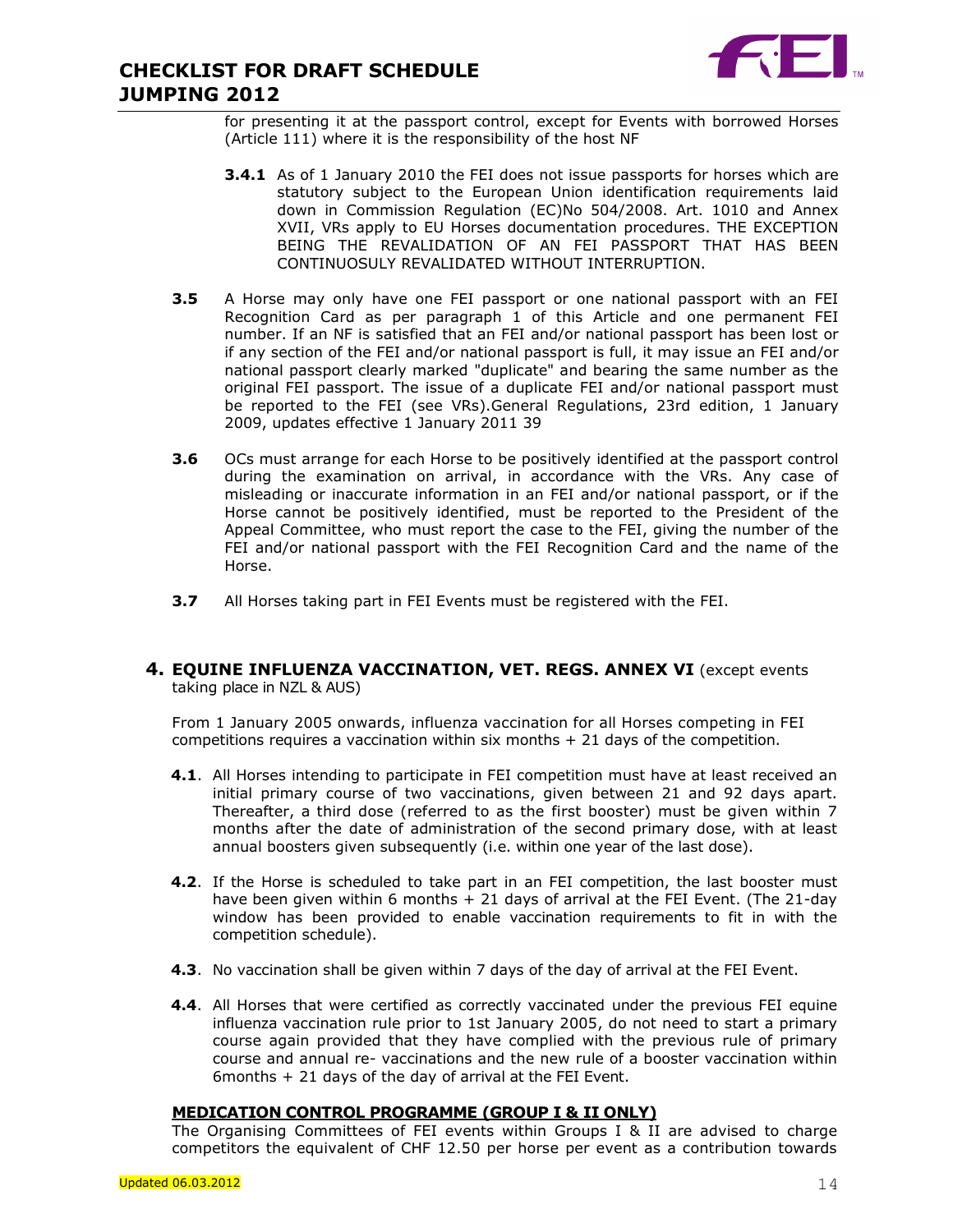for presenting it at the passport control, except for Events with borrowed Horses (Article 111) where it is the responsibility of the host NF

**3.4.1** As of 1 January 2010 the FEI does not issue passports for horses which are statutory subject to the European Union identification requirements laid down in Commission Regulation (EC)No 504/2008. Art. 1010 and Annex XVII, VRs apply to EU Horses documentation procedures. THE EXCEPTION BEING THE REVALIDATION OF AN FEI PASSPORT THAT HAS BEEN CONTINUOSULY REVALIDATED WITHOUT INTERRUPTION.

**3.5** A Horse may only have one FEI passport or one national passport with an FEI Recognition Card as per paragraph 1 of this Article and one permanent FEI number. If an NF is satisfied that an FEI and/or national passport has been lost or if any section of the FEI and/or national passport is full, it may issue an FEI and/or national passport clearly marked "duplicate" and bearing the same number as the original FEI passport. The issue of a duplicate FEI and/or national passport must be reported to the FEI (see VRs).General Regulations, 23rd edition, 1 January 2009, updates effective 1 January 2011 39

**3.6** OCs must arrange for each Horse to be positively identified at the passport control during the examination on arrival, in accordance with the VRs. Any case of misleading or inaccurate information in an FEI and/or national passport, or if the Horse cannot be positively identified, must be reported to the President of the Appeal Committee, who must report the case to the FEI, giving the number of the FEI and/or national passport with the FEI Recognition Card and the name of the Horse.

**3.7** All Horses taking part in FEI Events must be registered with the FEI.

## 4. EQUINE INFLUENZA VACCINATION, VET. REGS. ANNEX VI (except events taking place in NZL & AUS)

From 1 January 2005 onwards, influenza vaccination for all Horses competing in FEI competitions requires a vaccination within six months + 21 days of the competition.

**4.1**. All Horses intending to participate in FEI competition must have at least received an initial primary course of two vaccinations, given between 21 and 92 days apart. Thereafter, a third dose (referred to as the first booster) must be given within 7 months after the date of administration of the second primary dose, with at least annual boosters given subsequently (i.e. within one year of the last dose).

**4.2**. If the Horse is scheduled to take part in an FEI competition, the last booster must have been given within 6 months + 21 days of arrival at the FEI Event. (The 21-day window has been provided to enable vaccination requirements to fit in with the competition schedule).

**4.3**. No vaccination shall be given within 7 days of the day of arrival at the FEI Event.

**4.4**. All Horses that were certified as correctly vaccinated under the previous FEI equine influenza vaccination rule prior to 1st January 2005, do not need to start a primary course again provided that they have complied with the previous rule of primary course and annual re- vaccinations and the new rule of a booster vaccination within 6months + 21 days of the day of arrival at the FEI Event.

**MEDICATION CONTROL PROGRAMME (GROUP I & II ONLY)**

The Organising Committees of FEI events within Groups I & II are advised to charge competitors the equivalent of CHF 12.50 per horse per event as a contribution towards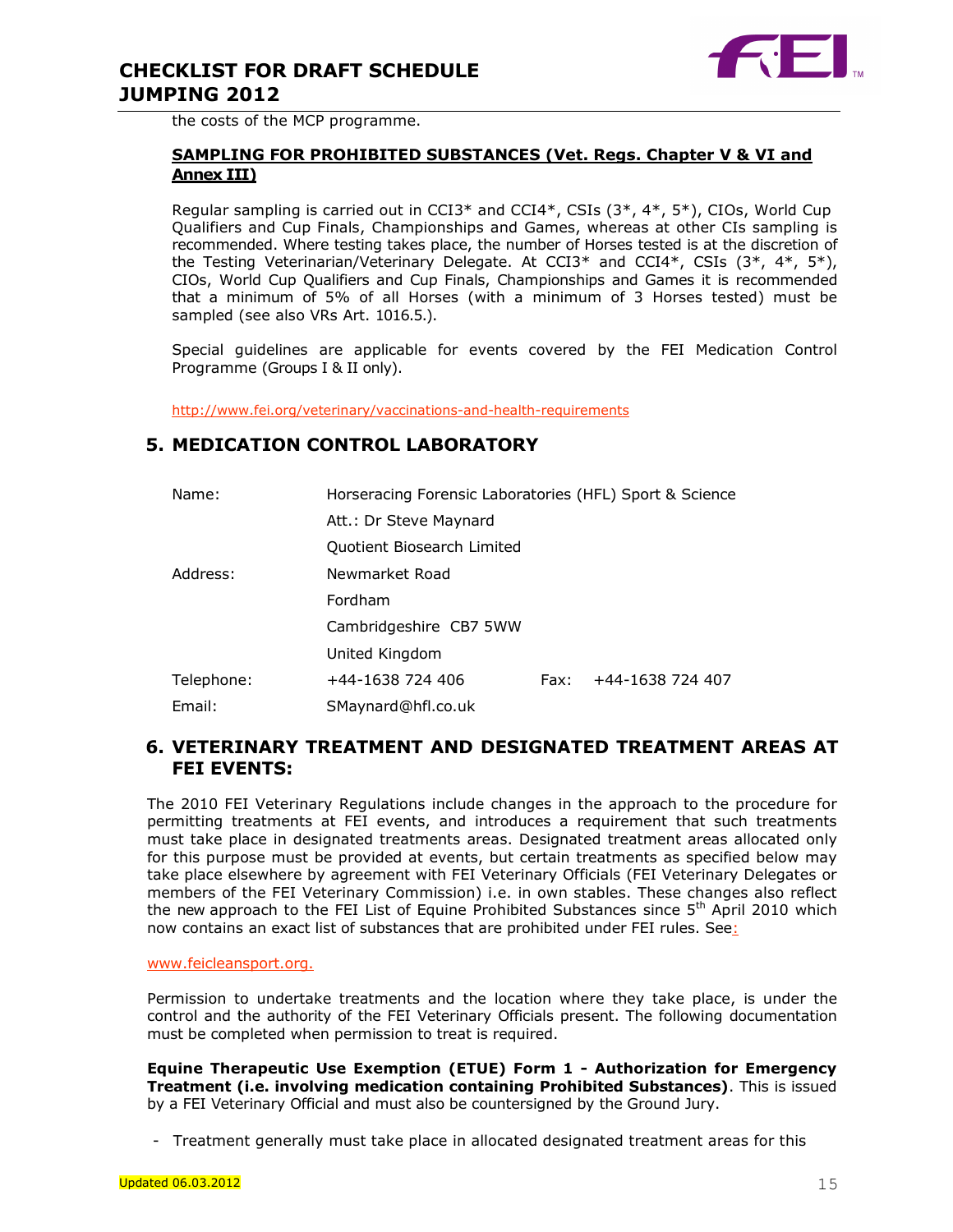the costs of the MCP programme.

**SAMPLING FOR PROHIBITED SUBSTANCES (Vet. Regs. Chapter V & VI and Annex III)**

Regular sampling is carried out in CCI3* and CCI4*, CSIs (3*, 4*, 5*), CIOs, World Cup Qualifiers and Cup Finals, Championships and Games, whereas at other CIs sampling is recommended. Where testing takes place, the number of Horses tested is at the discretion of the Testing Veterinarian/Veterinary Delegate. At CCI3* and CCI4*, CSIs (3*, 4*, 5*), CIOs, World Cup Qualifiers and Cup Finals, Championships and Games it is recommended that a minimum of 5% of all Horses (with a minimum of 3 Horses tested) must be sampled (see also VRs Art. 1016.5.).

Special guidelines are applicable for events covered by the FEI Medication Control Programme (Groups I & II only).

http://www.fei.org/veterinary/vaccinations-and-health-requirements

## 5. MEDICATION CONTROL LABORATORY

| | | | |
|---|---|---|---|
| Name: | Horseracing Forensic Laboratories (HFL) Sport & Science | | |
| | Att.: Dr Steve Maynard | | |
| | Quotient Biosearch Limited | | |
| Address: | Newmarket Road | | |
| | Fordham | | |
| | Cambridgeshire CB7 5WW | | |
| | United Kingdom | | |
| Telephone: | +44-1638 724 406 | Fax: | +44-1638 724 407 |
| Email: | SMaynard@hfl.co.uk | | |

## 6. VETERINARY TREATMENT AND DESIGNATED TREATMENT AREAS AT FEI EVENTS:

The 2010 FEI Veterinary Regulations include changes in the approach to the procedure for permitting treatments at FEI events, and introduces a requirement that such treatments must take place in designated treatments areas. Designated treatment areas allocated only for this purpose must be provided at events, but certain treatments as specified below may take place elsewhere by agreement with FEI Veterinary Officials (FEI Veterinary Delegates or members of the FEI Veterinary Commission) i.e. in own stables. These changes also reflect the new approach to the FEI List of Equine Prohibited Substances since 5th April 2010 which now contains an exact list of substances that are prohibited under FEI rules. See:

www.feicleansport.org.

Permission to undertake treatments and the location where they take place, is under the control and the authority of the FEI Veterinary Officials present. The following documentation must be completed when permission to treat is required.

**Equine Therapeutic Use Exemption (ETUE) Form 1 - Authorization for Emergency Treatment (i.e. involving medication containing Prohibited Substances)**. This is issued by a FEI Veterinary Official and must also be countersigned by the Ground Jury.

- Treatment generally must take place in allocated designated treatment areas for this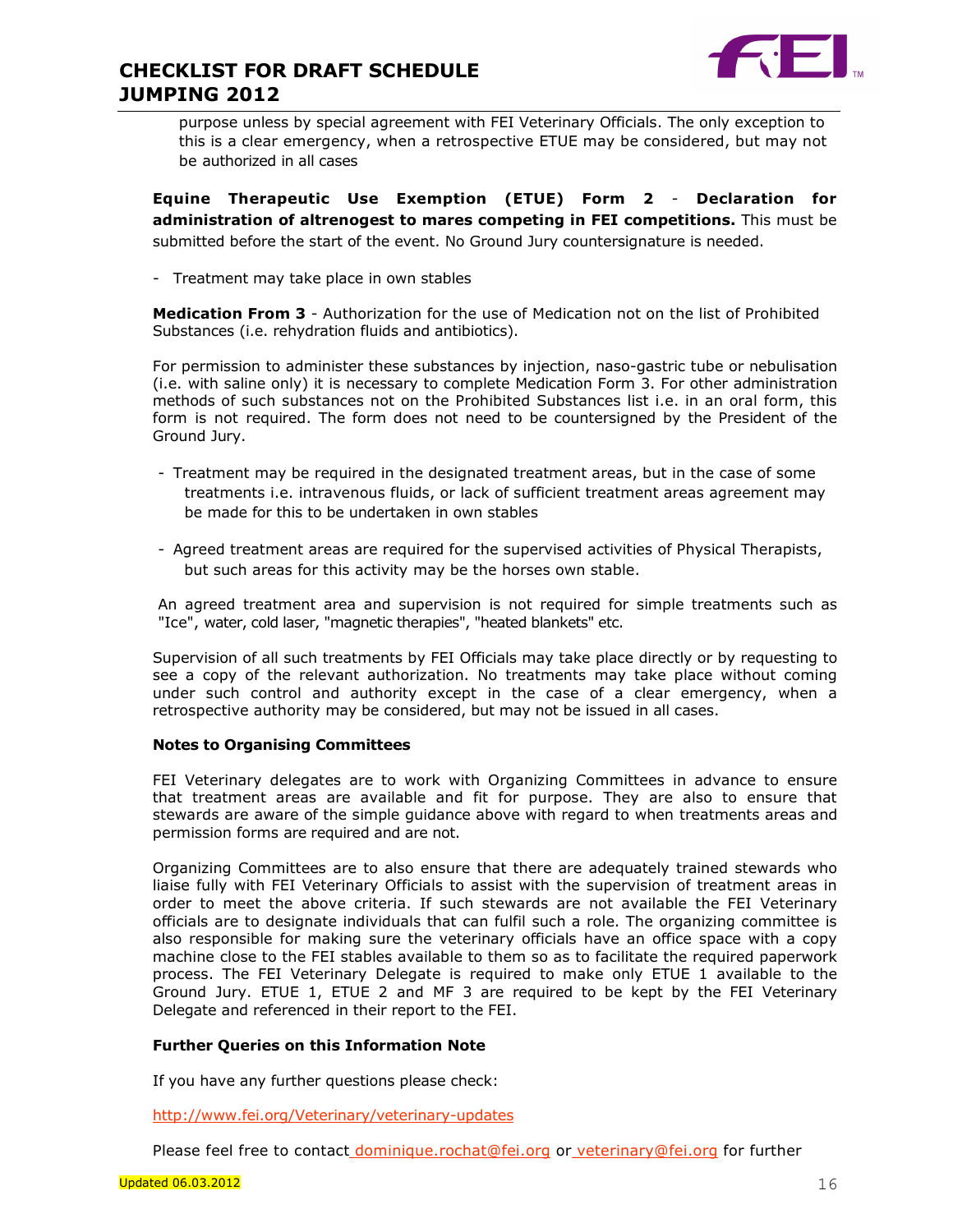purpose unless by special agreement with FEI Veterinary Officials. The only exception to this is a clear emergency, when a retrospective ETUE may be considered, but may not be authorized in all cases

**Equine Therapeutic Use Exemption (ETUE) Form 2** - **Declaration for administration of altrenogest to mares competing in FEI competitions.** This must be submitted before the start of the event. No Ground Jury countersignature is needed.

- Treatment may take place in own stables

**Medication From 3** - Authorization for the use of Medication not on the list of Prohibited Substances (i.e. rehydration fluids and antibiotics).

For permission to administer these substances by injection, naso-gastric tube or nebulisation (i.e. with saline only) it is necessary to complete Medication Form 3. For other administration methods of such substances not on the Prohibited Substances list i.e. in an oral form, this form is not required. The form does not need to be countersigned by the President of the Ground Jury.

- Treatment may be required in the designated treatment areas, but in the case of some treatments i.e. intravenous fluids, or lack of sufficient treatment areas agreement may be made for this to be undertaken in own stables
- Agreed treatment areas are required for the supervised activities of Physical Therapists, but such areas for this activity may be the horses own stable.

An agreed treatment area and supervision is not required for simple treatments such as "Ice", water, cold laser, "magnetic therapies", "heated blankets" etc.

Supervision of all such treatments by FEI Officials may take place directly or by requesting to see a copy of the relevant authorization. No treatments may take place without coming under such control and authority except in the case of a clear emergency, when a retrospective authority may be considered, but may not be issued in all cases.

**Notes to Organising Committees**

FEI Veterinary delegates are to work with Organizing Committees in advance to ensure that treatment areas are available and fit for purpose. They are also to ensure that stewards are aware of the simple guidance above with regard to when treatments areas and permission forms are required and are not.

Organizing Committees are to also ensure that there are adequately trained stewards who liaise fully with FEI Veterinary Officials to assist with the supervision of treatment areas in order to meet the above criteria. If such stewards are not available the FEI Veterinary officials are to designate individuals that can fulfil such a role. The organizing committee is also responsible for making sure the veterinary officials have an office space with a copy machine close to the FEI stables available to them so as to facilitate the required paperwork process. The FEI Veterinary Delegate is required to make only ETUE 1 available to the Ground Jury. ETUE 1, ETUE 2 and MF 3 are required to be kept by the FEI Veterinary Delegate and referenced in their report to the FEI.

**Further Queries on this Information Note**

If you have any further questions please check:

http://www.fei.org/Veterinary/veterinary-updates

Please feel free to contact dominique.rochat@fei.org or veterinary@fei.org for further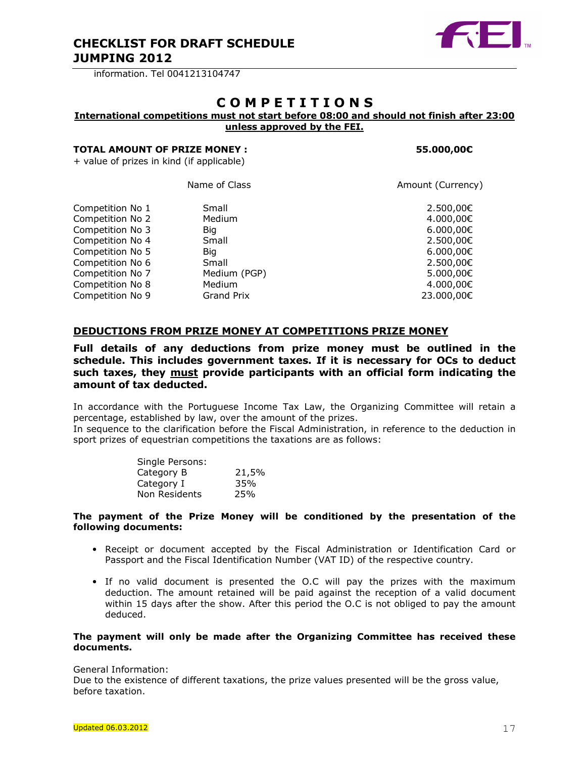information. Tel 0041213104747

# C O M P E T I T I O N S

**International competitions must not start before 08:00 and should not finish after 23:00 unless approved by the FEI.**

**TOTAL AMOUNT OF PRIZE MONEY : 55.000,00€**

+ value of prizes in kind (if applicable)

| | Name of Class | Amount (Currency) |
|---|---|---|
| Competition No 1 | Small | 2.500,00€ |
| Competition No 2 | Medium | 4.000,00€ |
| Competition No 3 | Big | 6.000,00€ |
| Competition No 4 | Small | 2.500,00€ |
| Competition No 5 | Big | 6.000,00€ |
| Competition No 6 | Small | 2.500,00€ |
| Competition No 7 | Medium (PGP) | 5.000,00€ |
| Competition No 8 | Medium | 4.000,00€ |
| Competition No 9 | Grand Prix | 23.000,00€ |

## DEDUCTIONS FROM PRIZE MONEY AT COMPETITIONS PRIZE MONEY

**Full details of any deductions from prize money must be outlined in the schedule. This includes government taxes. If it is necessary for OCs to deduct such taxes, they must provide participants with an official form indicating the amount of tax deducted.**

In accordance with the Portuguese Income Tax Law, the Organizing Committee will retain a percentage, established by law, over the amount of the prizes.
In sequence to the clarification before the Fiscal Administration, in reference to the deduction in sport prizes of equestrian competitions the taxations are as follows:

| Single Persons: | |
|---|---|
| Category B | 21,5% |
| Category I | 35% |
| Non Residents | 25% |

**The payment of the Prize Money will be conditioned by the presentation of the following documents:**

- Receipt or document accepted by the Fiscal Administration or Identification Card or Passport and the Fiscal Identification Number (VAT ID) of the respective country.
- If no valid document is presented the O.C will pay the prizes with the maximum deduction. The amount retained will be paid against the reception of a valid document within 15 days after the show. After this period the O.C is not obliged to pay the amount deduced.

**The payment will only be made after the Organizing Committee has received these documents.**

General Information:
Due to the existence of different taxations, the prize values presented will be the gross value, before taxation.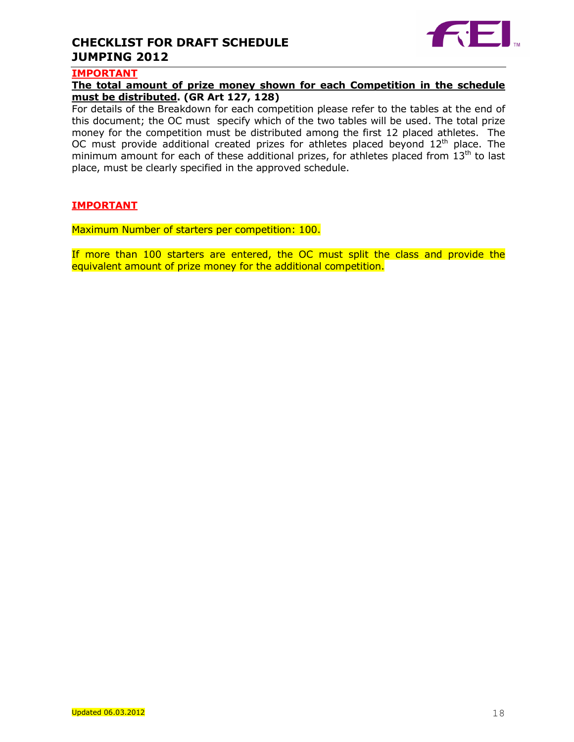**IMPORTANT**

**The total amount of prize money shown for each Competition in the schedule must be distributed. (GR Art 127, 128)**

For details of the Breakdown for each competition please refer to the tables at the end of this document; the OC must specify which of the two tables will be used. The total prize money for the competition must be distributed among the first 12 placed athletes. The OC must provide additional created prizes for athletes placed beyond 12th place. The minimum amount for each of these additional prizes, for athletes placed from 13th to last place, must be clearly specified in the approved schedule.

**IMPORTANT**

Maximum Number of starters per competition: 100.

If more than 100 starters are entered, the OC must split the class and provide the equivalent amount of prize money for the additional competition.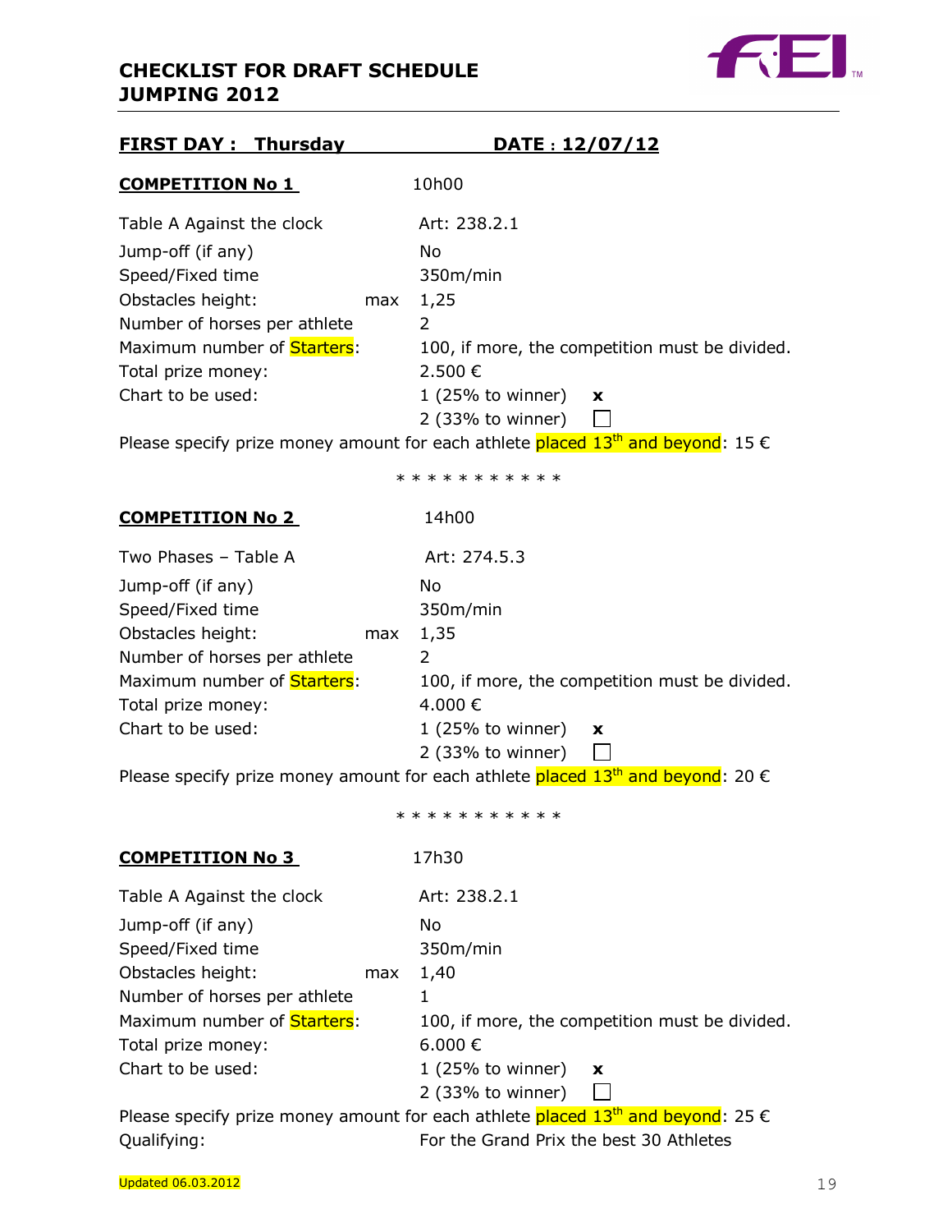## CHECKLIST FOR DRAFT SCHEDULE JUMPING 2012

**FIRST DAY : Thursday** **DATE : 12/07/12**

**COMPETITION No 1** 10h00

| | |
|---|---|
| Table A Against the clock | Art: 238.2.1 |
| Jump-off (if any) | No |
| Speed/Fixed time | 350m/min |
| Obstacles height: max | 1,25 |
| Number of horses per athlete | 2 |
| Maximum number of Starters: | 100, if more, the competition must be divided. |
| Total prize money: | 2.500 € |
| Chart to be used: | 1 (25% to winner) **x** |
| | 2 (33% to winner) ☐ |

Please specify prize money amount for each athlete placed 13th and beyond: 15 €

\* \* \* \* \* \* \* \* \* \* \*

**COMPETITION No 2** 14h00

| | |
|---|---|
| Two Phases – Table A | Art: 274.5.3 |
| Jump-off (if any) | No |
| Speed/Fixed time | 350m/min |
| Obstacles height: max | 1,35 |
| Number of horses per athlete | 2 |
| Maximum number of Starters: | 100, if more, the competition must be divided. |
| Total prize money: | 4.000 € |
| Chart to be used: | 1 (25% to winner) **x** |
| | 2 (33% to winner) ☐ |

Please specify prize money amount for each athlete placed 13th and beyond: 20 €

\* \* \* \* \* \* \* \* \* \* \*

**COMPETITION No 3** 17h30

| | |
|---|---|
| Table A Against the clock | Art: 238.2.1 |
| Jump-off (if any) | No |
| Speed/Fixed time | 350m/min |
| Obstacles height: max | 1,40 |
| Number of horses per athlete | 1 |
| Maximum number of Starters: | 100, if more, the competition must be divided. |
| Total prize money: | 6.000 € |
| Chart to be used: | 1 (25% to winner) **x** |
| | 2 (33% to winner) ☐ |

Please specify prize money amount for each athlete placed 13th and beyond: 25 €

Qualifying: For the Grand Prix the best 30 Athletes

Updated 06.03.2012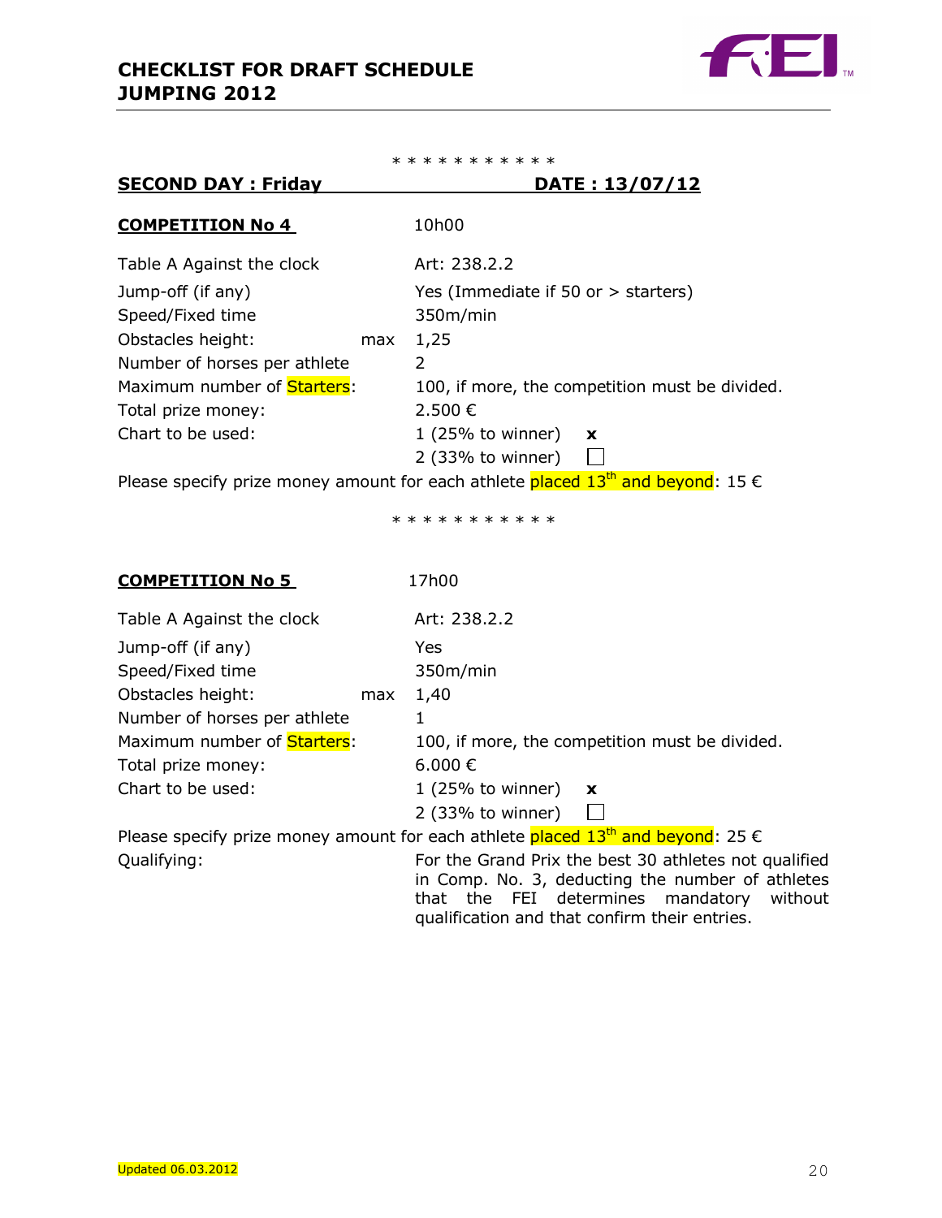\* \* \* \* \* \* \* \* \* \* \*

**SECOND DAY : Friday** **DATE : 13/07/12**

**COMPETITION No 4** 10h00

| | |
|---|---|
| Table A Against the clock | Art: 238.2.2 |
| Jump-off (if any) | Yes (Immediate if 50 or > starters) |
| Speed/Fixed time | 350m/min |
| Obstacles height: max | 1,25 |
| Number of horses per athlete | 2 |
| Maximum number of Starters: | 100, if more, the competition must be divided. |
| Total prize money: | 2.500 € |
| Chart to be used: | 1 (25% to winner) **x** |
| | 2 (33% to winner) ☐ |

Please specify prize money amount for each athlete placed 13th and beyond: 15 €

\* \* \* \* \* \* \* \* \* \* \*

**COMPETITION No 5** 17h00

| | |
|---|---|
| Table A Against the clock | Art: 238.2.2 |
| Jump-off (if any) | Yes |
| Speed/Fixed time | 350m/min |
| Obstacles height: max | 1,40 |
| Number of horses per athlete | 1 |
| Maximum number of Starters: | 100, if more, the competition must be divided. |
| Total prize money: | 6.000 € |
| Chart to be used: | 1 (25% to winner) **x** |
| | 2 (33% to winner) ☐ |

Please specify prize money amount for each athlete placed 13th and beyond: 25 €

Qualifying: For the Grand Prix the best 30 athletes not qualified in Comp. No. 3, deducting the number of athletes that the FEI determines mandatory without qualification and that confirm their entries.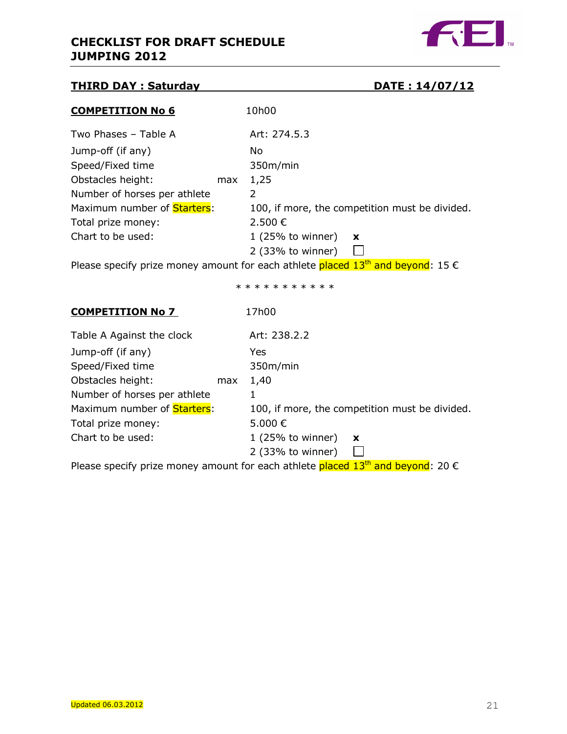# CHECKLIST FOR DRAFT SCHEDULE JUMPING 2012

## THIRD DAY : Saturday DATE : 14/07/12

### COMPETITION No 6 — 10h00

| | |
|---|---|
| Two Phases – Table A | Art: 274.5.3 |
| Jump-off (if any) | No |
| Speed/Fixed time | 350m/min |
| Obstacles height: max | 1,25 |
| Number of horses per athlete | 2 |
| Maximum number of Starters: | 100, if more, the competition must be divided. |
| Total prize money: | 2.500 € |
| Chart to be used: | 1 (25% to winner) x |
| | 2 (33% to winner) ☐ |

Please specify prize money amount for each athlete placed 13th and beyond: 15 €

* * * * * * * * * * *

### COMPETITION No 7 — 17h00

| | |
|---|---|
| Table A Against the clock | Art: 238.2.2 |
| Jump-off (if any) | Yes |
| Speed/Fixed time | 350m/min |
| Obstacles height: max | 1,40 |
| Number of horses per athlete | 1 |
| Maximum number of Starters: | 100, if more, the competition must be divided. |
| Total prize money: | 5.000 € |
| Chart to be used: | 1 (25% to winner) x |
| | 2 (33% to winner) ☐ |

Please specify prize money amount for each athlete placed 13th and beyond: 20 €

Updated 06.03.2012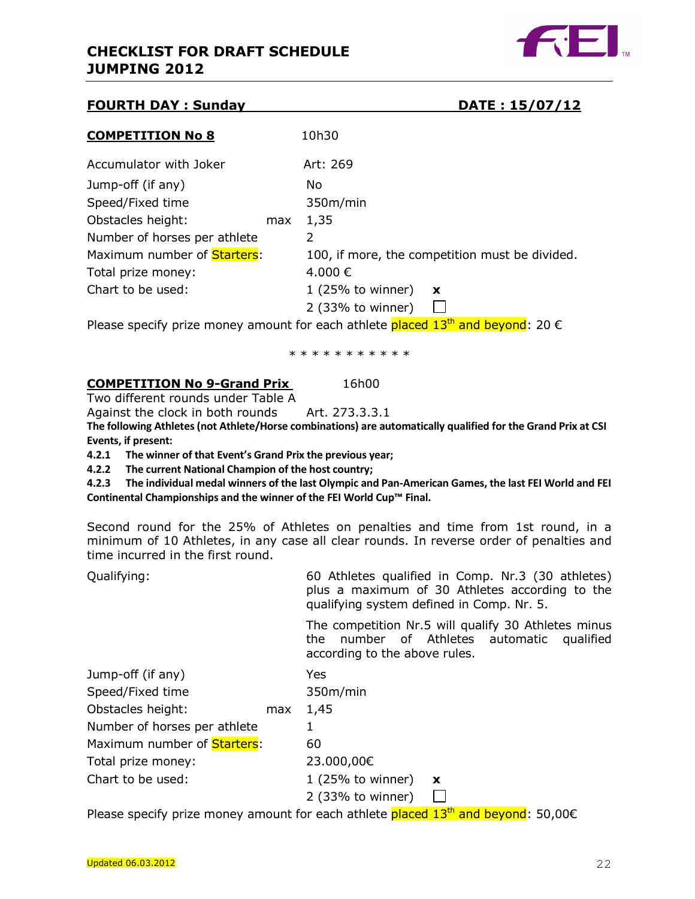## CHECKLIST FOR DRAFT SCHEDULE JUMPING 2012

**FOURTH DAY : Sunday** **DATE : 15/07/12**

**COMPETITION No 8** 10h30

| | |
|---|---|
| Accumulator with Joker | Art: 269 |
| Jump-off (if any) | No |
| Speed/Fixed time | 350m/min |
| Obstacles height: max | 1,35 |
| Number of horses per athlete | 2 |
| Maximum number of Starters: | 100, if more, the competition must be divided. |
| Total prize money: | 4.000 € |
| Chart to be used: | 1 (25% to winner) **x** |
| | 2 (33% to winner) ☐ |

Please specify prize money amount for each athlete placed 13th and beyond: 20 €

\* \* \* \* \* \* \* \* \* \* \*

**COMPETITION No 9-Grand Prix** 16h00

Two different rounds under Table A

Against the clock in both rounds Art. 273.3.3.1

**The following Athletes (not Athlete/Horse combinations) are automatically qualified for the Grand Prix at CSI Events, if present:**

**4.2.1 The winner of that Event's Grand Prix the previous year;**

**4.2.2 The current National Champion of the host country;**

**4.2.3 The individual medal winners of the last Olympic and Pan-American Games, the last FEI World and FEI Continental Championships and the winner of the FEI World Cup™ Final.**

Second round for the 25% of Athletes on penalties and time from 1st round, in a minimum of 10 Athletes, in any case all clear rounds. In reverse order of penalties and time incurred in the first round.

| | |
|---|---|
| Qualifying: | 60 Athletes qualified in Comp. Nr.3 (30 athletes) plus a maximum of 30 Athletes according to the qualifying system defined in Comp. Nr. 5. |
| | The competition Nr.5 will qualify 30 Athletes minus the number of Athletes automatic qualified according to the above rules. |
| Jump-off (if any) | Yes |
| Speed/Fixed time | 350m/min |
| Obstacles height: max | 1,45 |
| Number of horses per athlete | 1 |
| Maximum number of Starters: | 60 |
| Total prize money: | 23.000,00€ |
| Chart to be used: | 1 (25% to winner) **x** |
| | 2 (33% to winner) ☐ |

Please specify prize money amount for each athlete placed 13th and beyond: 50,00€

Updated 06.03.2012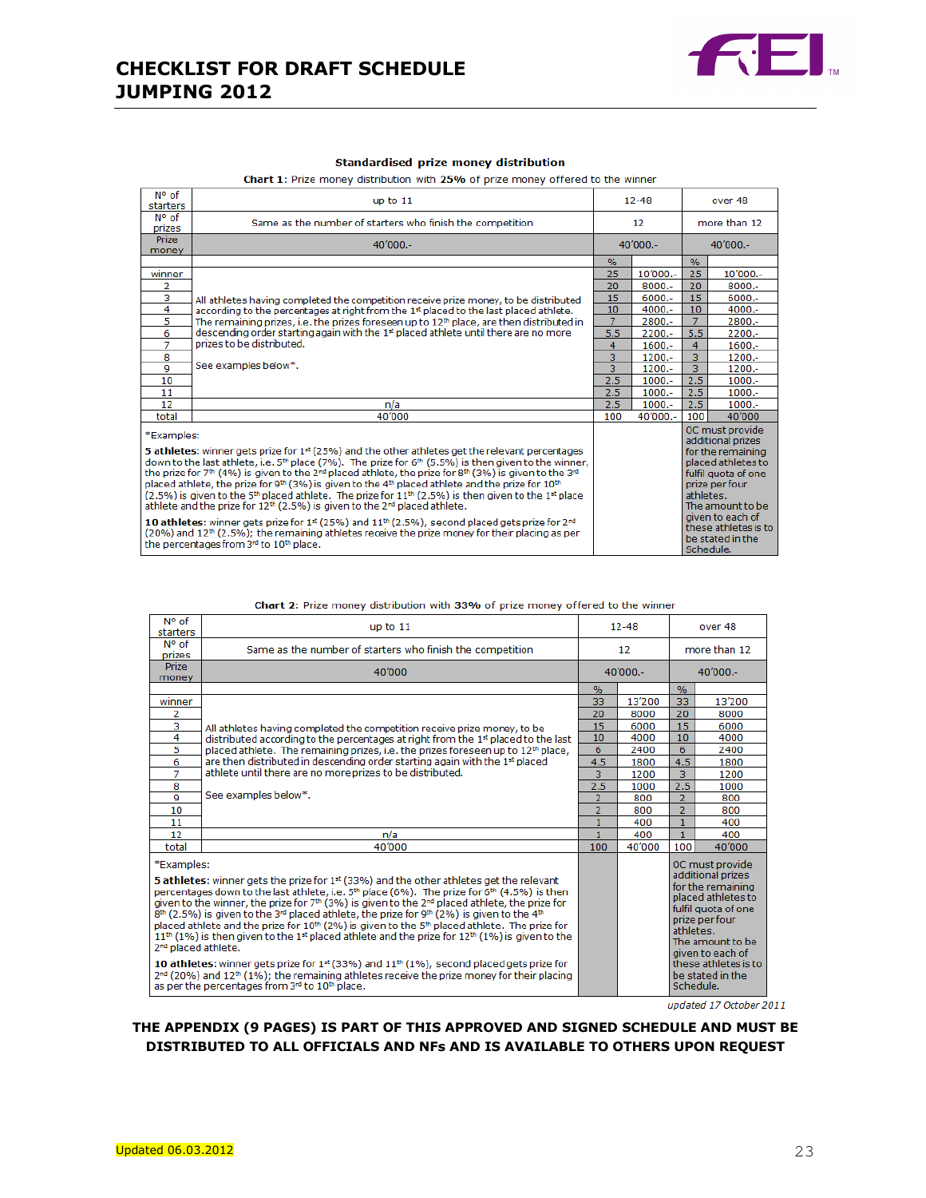# CHECKLIST FOR DRAFT SCHEDULE JUMPING 2012

**Standardised prize money distribution**

**Chart 1**: Prize money distribution with **25%** of prize money offered to the winner

| N° of starters | up to 11 | 12-48 | | over 48 | |
|---|---|---|---|---|---|
| N° of prizes | Same as the number of starters who finish the competition | 12 | | more than 12 | |
| Prize money | 40'000.- | 40'000.- | | 40'000.- | |
| | | % | | % | |
| winner | All athletes having completed the competition receive prize money, to be distributed according to the percentages at right from the 1st placed to the last placed athlete. The remaining prizes, i.e. the prizes foreseen up to 12th place, are then distributed in descending order starting again with the 1st placed athlete until there are no more prizes to be distributed. See examples below*. | 25 | 10'000.- | 25 | 10'000.- |
| 2 | | 20 | 8000.- | 20 | 8000.- |
| 3 | | 15 | 6000.- | 15 | 6000.- |
| 4 | | 10 | 4000.- | 10 | 4000.- |
| 5 | | 7 | 2800.- | 7 | 2800.- |
| 6 | | 5.5 | 2200.- | 5.5 | 2200.- |
| 7 | | 4 | 1600.- | 4 | 1600.- |
| 8 | | 3 | 1200.- | 3 | 1200.- |
| 9 | | 3 | 1200.- | 3 | 1200.- |
| 10 | | 2.5 | 1000.- | 2.5 | 1000.- |
| 11 | | 2.5 | 1000.- | 2.5 | 1000.- |
| 12 | n/a | 2.5 | 1000.- | 2.5 | 1000.- |
| total | 40'000 | 100 | 40'000.- | 100 | 40'000 |
| *Examples: **5 athletes**: winner gets prize for 1st (25%) and the other athletes get the relevant percentages down to the last athlete, i.e. 5th place (7%). The prize for 6th (5.5%) is then given to the winner, the prize for 7th (4%) is given to the 2nd placed athlete, the prize for 8th (3%) is given to the 3rd placed athlete, the prize for 9th (3%) is given to the 4th placed athlete and the prize for 10th (2.5%) is given to the 5th placed athlete. The prize for 11th (2.5%) is then given to the 1st place athlete and the prize for 12th (2.5%) is given to the 2nd placed athlete. **10 athletes**: winner gets prize for 1st (25%) and 11th (2.5%), second placed gets prize for 2nd (20%) and 12th (2.5%); the remaining athletes receive the prize money for their placing as per the percentages from 3rd to 10th place. | | | | OC must provide additional prizes for the remaining placed athletes to fulfil quota of one prize per four athletes. The amount to be given to each of these athletes is to be stated in the Schedule. | |

**Chart 2**: Prize money distribution with **33%** of prize money offered to the winner

| N° of starters | up to 11 | 12-48 | | over 48 | |
|---|---|---|---|---|---|
| N° of prizes | Same as the number of starters who finish the competition | 12 | | more than 12 | |
| Prize money | 40'000 | 40'000.- | | 40'000.- | |
| | | % | | % | |
| winner | All athletes having completed the competition receive prize money, to be distributed according to the percentages at right from the 1st placed to the last placed athlete. The remaining prizes, i.e. the prizes foreseen up to 12th place, are then distributed in descending order starting again with the 1st placed athlete until there are no more prizes to be distributed. See examples below*. | 33 | 13'200 | 33 | 13'200 |
| 2 | | 20 | 8000 | 20 | 8000 |
| 3 | | 15 | 6000 | 15 | 6000 |
| 4 | | 10 | 4000 | 10 | 4000 |
| 5 | | 6 | 2400 | 6 | 2400 |
| 6 | | 4.5 | 1800 | 4.5 | 1800 |
| 7 | | 3 | 1200 | 3 | 1200 |
| 8 | | 2.5 | 1000 | 2.5 | 1000 |
| 9 | | 2 | 800 | 2 | 800 |
| 10 | | 2 | 800 | 2 | 800 |
| 11 | | 1 | 400 | 1 | 400 |
| 12 | n/a | 1 | 400 | 1 | 400 |
| total | 40'000 | 100 | 40'000 | 100 | 40'000 |
| *Examples: **5 athletes**: winner gets the prize for 1st (33%) and the other athletes get the relevant percentages down to the last athlete, i.e. 5th place (6%). The prize for 6th (4.5%) is then given to the winner, the prize for 7th (3%) is given to the 2nd placed athlete, the prize for 8th (2.5%) is given to the 3rd placed athlete, the prize for 9th (2%) is given to the 4th placed athlete and the prize for 10th (2%) is given to the 5th placed athlete. The prize for 11th (1%) is then given to the 1st placed athlete and the prize for 12th (1%) is given to the 2nd placed athlete. **10 athletes**: winner gets prize for 1st (33%) and 11th (1%), second placed gets prize for 2nd (20%) and 12th (1%); the remaining athletes receive the prize money for their placing as per the percentages from 3rd to 10th place. | | | | OC must provide additional prizes for the remaining placed athletes to fulfil quota of one prize per four athletes. The amount to be given to each of these athletes is to be stated in the Schedule. | |

*updated 17 October 2011*

**THE APPENDIX (9 PAGES) IS PART OF THIS APPROVED AND SIGNED SCHEDULE AND MUST BE DISTRIBUTED TO ALL OFFICIALS AND NFs AND IS AVAILABLE TO OTHERS UPON REQUEST**

Updated 06.03.2012